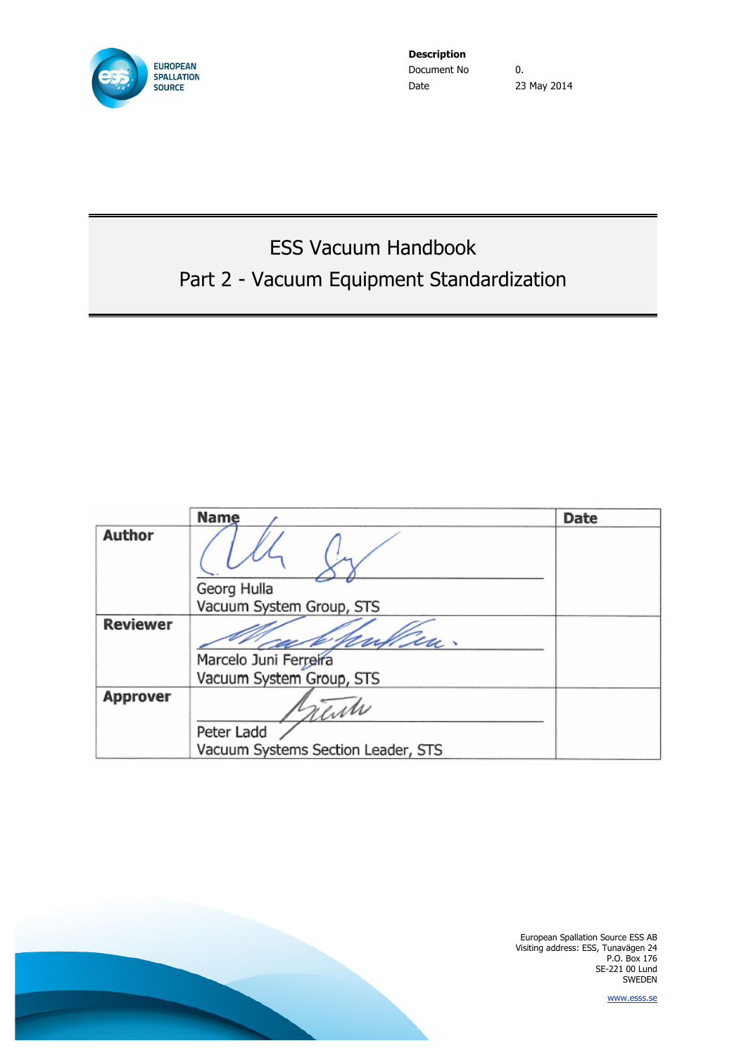EUROPEAN SPALLATION SOURCE

| **Description** | |
|---|---|
| Document No | 0. |
| Date | 23 May 2014 |

# ESS Vacuum Handbook

# Part 2 - Vacuum Equipment Standardization

| | **Name** | **Date** |
|---|---|---|
| **Author** | Georg Hulla<br>Vacuum System Group, STS | |
| **Reviewer** | Marcelo Juni Ferreira<br>Vacuum System Group, STS | |
| **Approver** | Peter Ladd<br>Vacuum Systems Section Leader, STS | |

European Spallation Source ESS AB
Visiting address: ESS, Tunavägen 24
P.O. Box 176
SE-221 00 Lund
SWEDEN

www.esss.se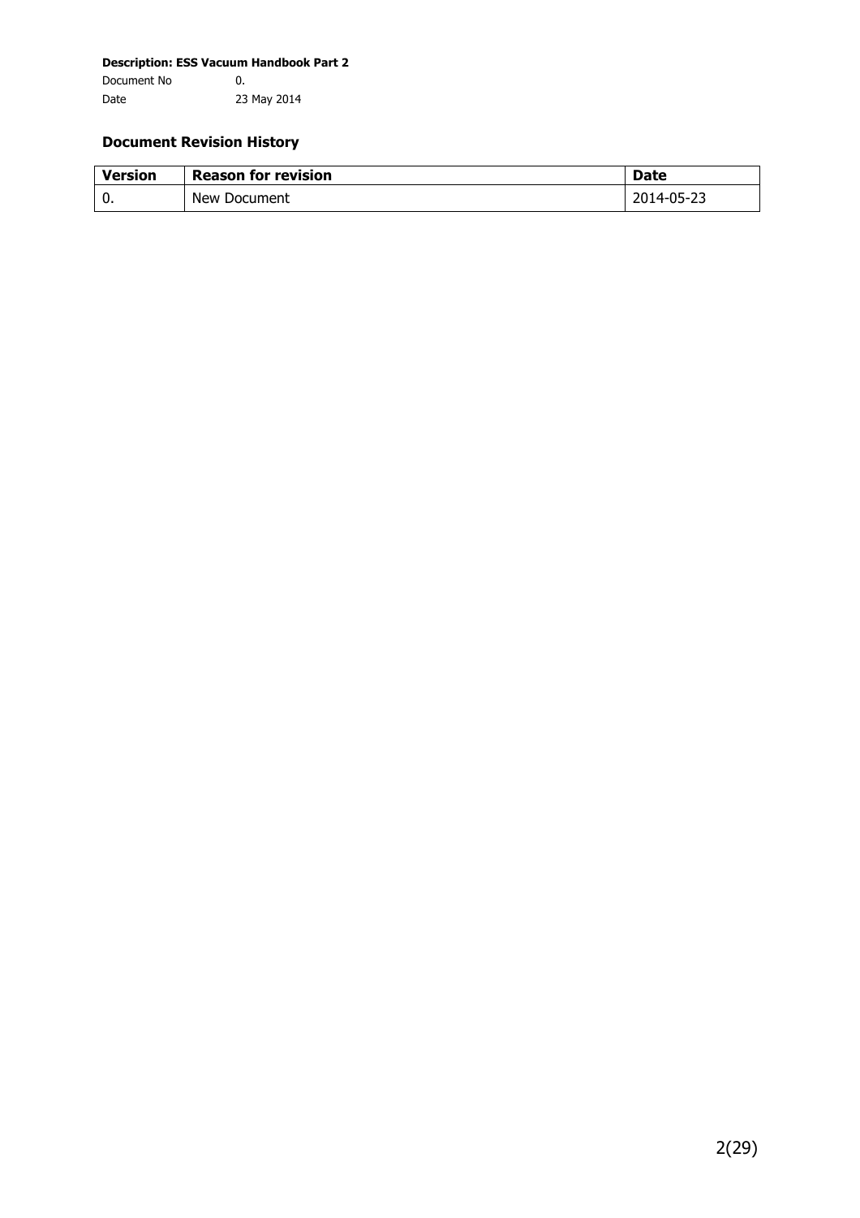## Document Revision History

| Version | Reason for revision | Date |
|---|---|---|
| 0. | New Document | 2014-05-23 |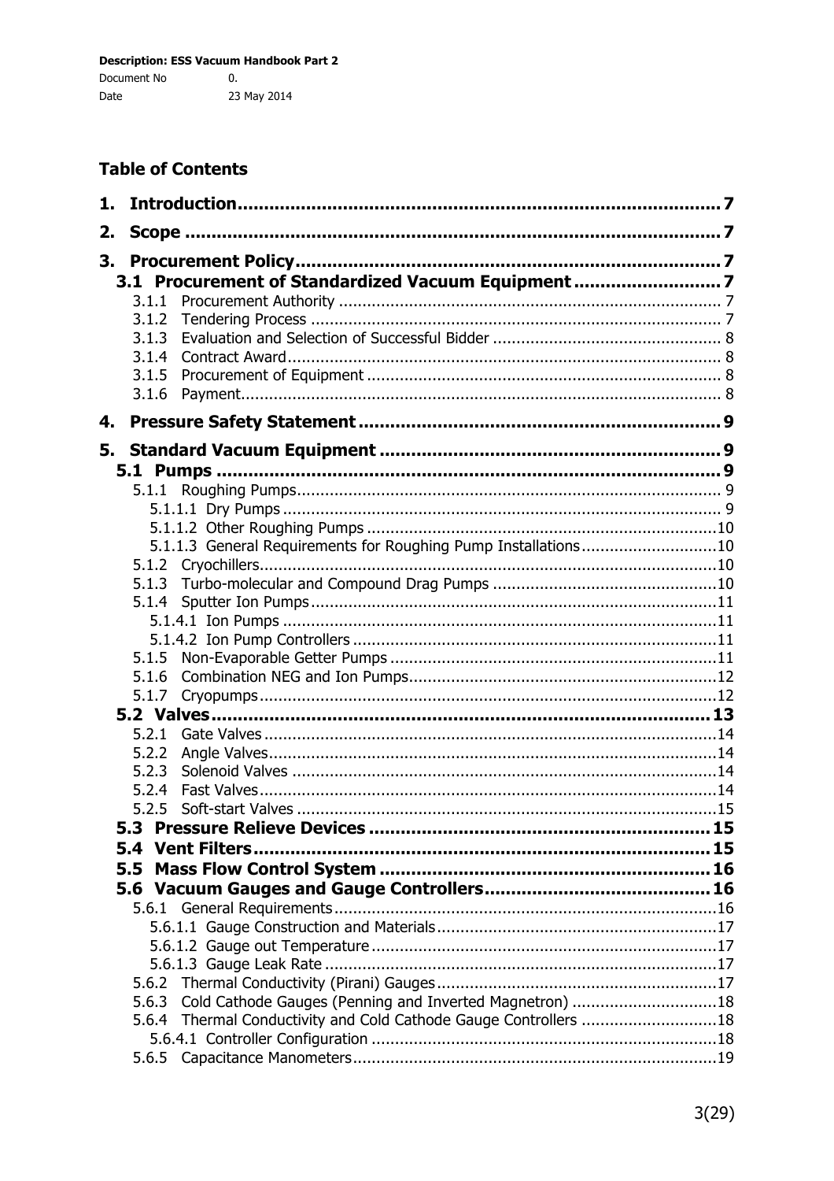**Description: ESS Vacuum Handbook Part 2**

Document No 0.

Date 23 May 2014

## Table of Contents

**1. Introduction** ..... **7**

**2. Scope** ..... **7**

**3. Procurement Policy** ..... **7**

**3.1 Procurement of Standardized Vacuum Equipment** ..... **7**

3.1.1 Procurement Authority ..... 7

3.1.2 Tendering Process ..... 7

3.1.3 Evaluation and Selection of Successful Bidder ..... 8

3.1.4 Contract Award ..... 8

3.1.5 Procurement of Equipment ..... 8

3.1.6 Payment ..... 8

**4. Pressure Safety Statement** ..... **9**

**5. Standard Vacuum Equipment** ..... **9**

**5.1 Pumps** ..... **9**

5.1.1 Roughing Pumps ..... 9

5.1.1.1 Dry Pumps ..... 9

5.1.1.2 Other Roughing Pumps ..... 10

5.1.1.3 General Requirements for Roughing Pump Installations ..... 10

5.1.2 Cryochillers ..... 10

5.1.3 Turbo-molecular and Compound Drag Pumps ..... 10

5.1.4 Sputter Ion Pumps ..... 11

5.1.4.1 Ion Pumps ..... 11

5.1.4.2 Ion Pump Controllers ..... 11

5.1.5 Non-Evaporable Getter Pumps ..... 11

5.1.6 Combination NEG and Ion Pumps ..... 12

5.1.7 Cryopumps ..... 12

**5.2 Valves** ..... **13**

5.2.1 Gate Valves ..... 14

5.2.2 Angle Valves ..... 14

5.2.3 Solenoid Valves ..... 14

5.2.4 Fast Valves ..... 14

5.2.5 Soft-start Valves ..... 15

**5.3 Pressure Relieve Devices** ..... **15**

**5.4 Vent Filters** ..... **15**

**5.5 Mass Flow Control System** ..... **16**

**5.6 Vacuum Gauges and Gauge Controllers** ..... **16**

5.6.1 General Requirements ..... 16

5.6.1.1 Gauge Construction and Materials ..... 17

5.6.1.2 Gauge out Temperature ..... 17

5.6.1.3 Gauge Leak Rate ..... 17

5.6.2 Thermal Conductivity (Pirani) Gauges ..... 17

5.6.3 Cold Cathode Gauges (Penning and Inverted Magnetron) ..... 18

5.6.4 Thermal Conductivity and Cold Cathode Gauge Controllers ..... 18

5.6.4.1 Controller Configuration ..... 18

5.6.5 Capacitance Manometers ..... 19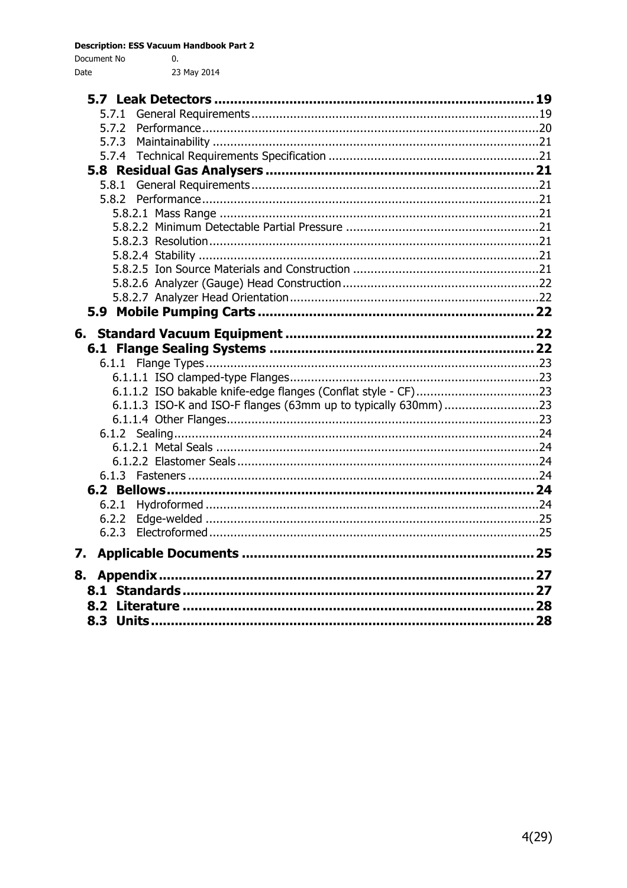5.7 Leak Detectors ........................................................................... 19
  5.7.1 General Requirements ........................................................................... 19
  5.7.2 Performance ........................................................................... 20
  5.7.3 Maintainability ........................................................................... 21
  5.7.4 Technical Requirements Specification ........................................................................... 21
5.8 Residual Gas Analysers ........................................................................... 21
  5.8.1 General Requirements ........................................................................... 21
  5.8.2 Performance ........................................................................... 21
    5.8.2.1 Mass Range ........................................................................... 21
    5.8.2.2 Minimum Detectable Partial Pressure ........................................................................... 21
    5.8.2.3 Resolution ........................................................................... 21
    5.8.2.4 Stability ........................................................................... 21
    5.8.2.5 Ion Source Materials and Construction ........................................................................... 21
    5.8.2.6 Analyzer (Gauge) Head Construction ........................................................................... 22
    5.8.2.7 Analyzer Head Orientation ........................................................................... 22
5.9 Mobile Pumping Carts ........................................................................... 22

6. Standard Vacuum Equipment ........................................................................... 22
6.1 Flange Sealing Systems ........................................................................... 22
  6.1.1 Flange Types ........................................................................... 23
    6.1.1.1 ISO clamped-type Flanges ........................................................................... 23
    6.1.1.2 ISO bakable knife-edge flanges (Conflat style - CF) ........................................................................... 23
    6.1.1.3 ISO-K and ISO-F flanges (63mm up to typically 630mm) ........................................................................... 23
    6.1.1.4 Other Flanges ........................................................................... 23
  6.1.2 Sealing ........................................................................... 24
    6.1.2.1 Metal Seals ........................................................................... 24
    6.1.2.2 Elastomer Seals ........................................................................... 24
  6.1.3 Fasteners ........................................................................... 24
6.2 Bellows ........................................................................... 24
  6.2.1 Hydroformed ........................................................................... 24
  6.2.2 Edge-welded ........................................................................... 25
  6.2.3 Electroformed ........................................................................... 25

7. Applicable Documents ........................................................................... 25

8. Appendix ........................................................................... 27
8.1 Standards ........................................................................... 27
8.2 Literature ........................................................................... 28
8.3 Units ........................................................................... 28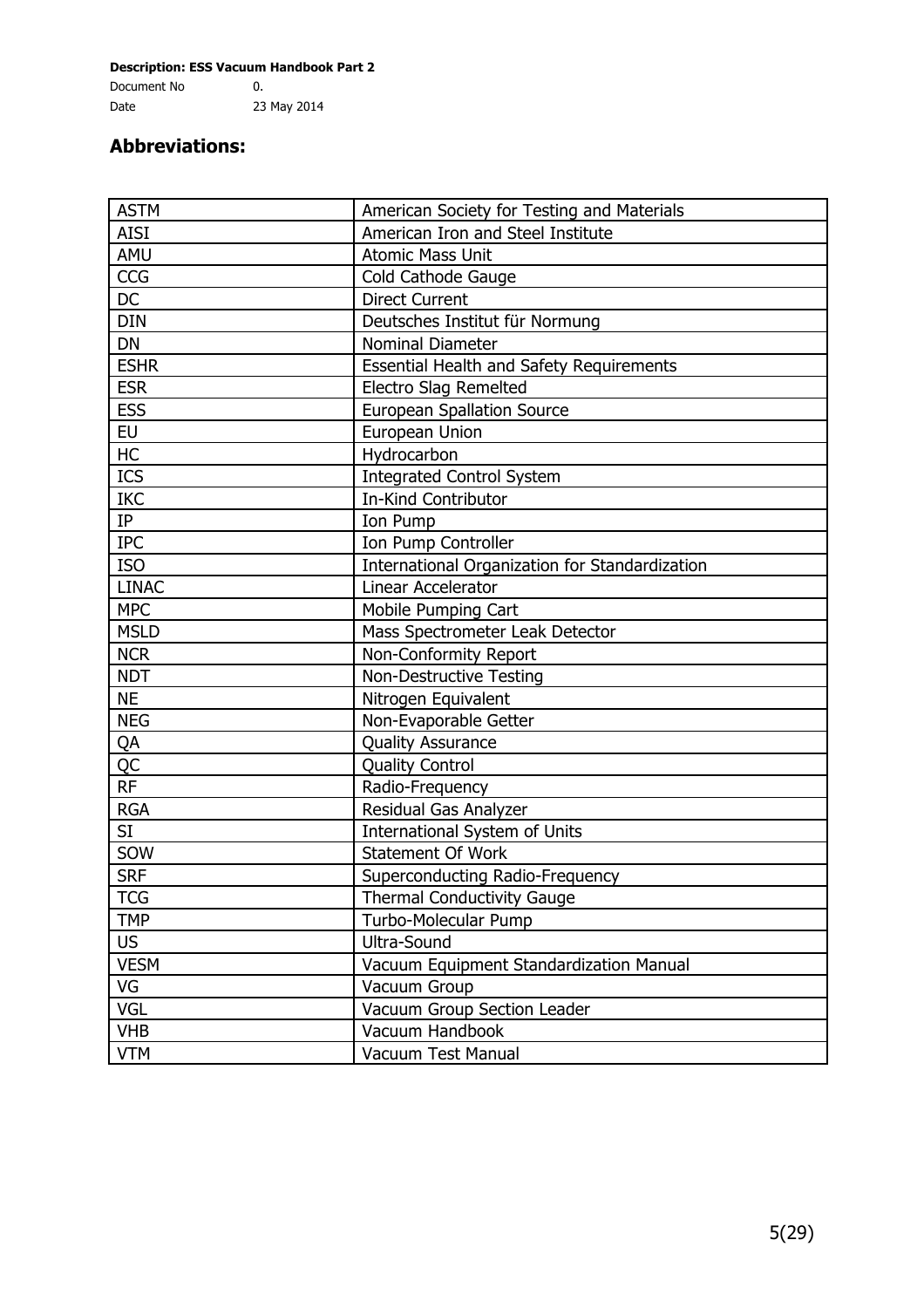## Abbreviations:

| | |
|---|---|
| ASTM | American Society for Testing and Materials |
| AISI | American Iron and Steel Institute |
| AMU | Atomic Mass Unit |
| CCG | Cold Cathode Gauge |
| DC | Direct Current |
| DIN | Deutsches Institut für Normung |
| DN | Nominal Diameter |
| ESHR | Essential Health and Safety Requirements |
| ESR | Electro Slag Remelted |
| ESS | European Spallation Source |
| EU | European Union |
| HC | Hydrocarbon |
| ICS | Integrated Control System |
| IKC | In-Kind Contributor |
| IP | Ion Pump |
| IPC | Ion Pump Controller |
| ISO | International Organization for Standardization |
| LINAC | Linear Accelerator |
| MPC | Mobile Pumping Cart |
| MSLD | Mass Spectrometer Leak Detector |
| NCR | Non-Conformity Report |
| NDT | Non-Destructive Testing |
| NE | Nitrogen Equivalent |
| NEG | Non-Evaporable Getter |
| QA | Quality Assurance |
| QC | Quality Control |
| RF | Radio-Frequency |
| RGA | Residual Gas Analyzer |
| SI | International System of Units |
| SOW | Statement Of Work |
| SRF | Superconducting Radio-Frequency |
| TCG | Thermal Conductivity Gauge |
| TMP | Turbo-Molecular Pump |
| US | Ultra-Sound |
| VESM | Vacuum Equipment Standardization Manual |
| VG | Vacuum Group |
| VGL | Vacuum Group Section Leader |
| VHB | Vacuum Handbook |
| VTM | Vacuum Test Manual |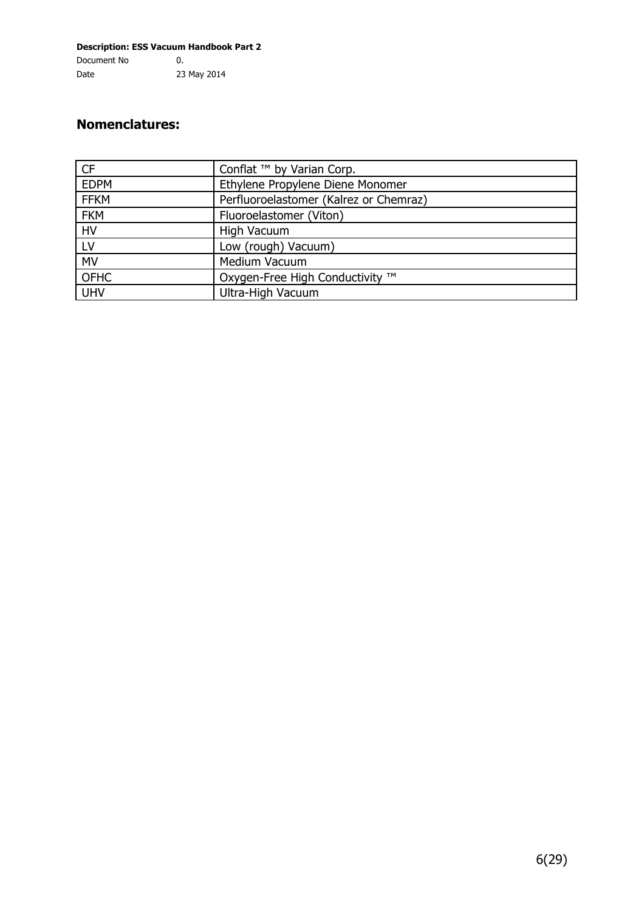## Nomenclatures:

| | |
|---|---|
| CF | Conflat ™ by Varian Corp. |
| EDPM | Ethylene Propylene Diene Monomer |
| FFKM | Perfluoroelastomer (Kalrez or Chemraz) |
| FKM | Fluoroelastomer (Viton) |
| HV | High Vacuum |
| LV | Low (rough) Vacuum) |
| MV | Medium Vacuum |
| OFHC | Oxygen-Free High Conductivity ™ |
| UHV | Ultra-High Vacuum |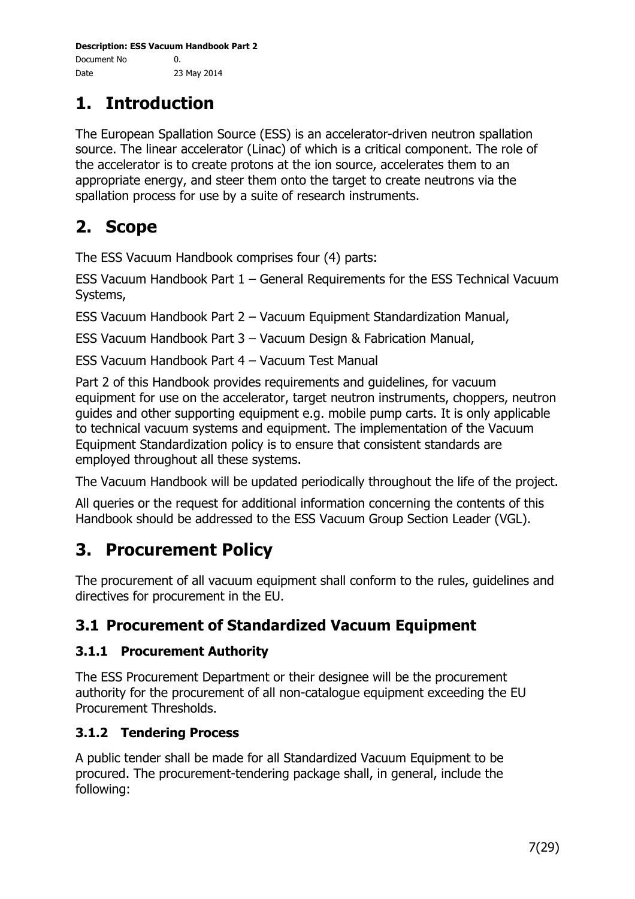# 1. Introduction

The European Spallation Source (ESS) is an accelerator-driven neutron spallation source. The linear accelerator (Linac) of which is a critical component. The role of the accelerator is to create protons at the ion source, accelerates them to an appropriate energy, and steer them onto the target to create neutrons via the spallation process for use by a suite of research instruments.

# 2. Scope

The ESS Vacuum Handbook comprises four (4) parts:

ESS Vacuum Handbook Part 1 – General Requirements for the ESS Technical Vacuum Systems,

ESS Vacuum Handbook Part 2 – Vacuum Equipment Standardization Manual,

ESS Vacuum Handbook Part 3 – Vacuum Design & Fabrication Manual,

ESS Vacuum Handbook Part 4 – Vacuum Test Manual

Part 2 of this Handbook provides requirements and guidelines, for vacuum equipment for use on the accelerator, target neutron instruments, choppers, neutron guides and other supporting equipment e.g. mobile pump carts. It is only applicable to technical vacuum systems and equipment. The implementation of the Vacuum Equipment Standardization policy is to ensure that consistent standards are employed throughout all these systems.

The Vacuum Handbook will be updated periodically throughout the life of the project.

All queries or the request for additional information concerning the contents of this Handbook should be addressed to the ESS Vacuum Group Section Leader (VGL).

# 3. Procurement Policy

The procurement of all vacuum equipment shall conform to the rules, guidelines and directives for procurement in the EU.

## 3.1 Procurement of Standardized Vacuum Equipment

### 3.1.1 Procurement Authority

The ESS Procurement Department or their designee will be the procurement authority for the procurement of all non-catalogue equipment exceeding the EU Procurement Thresholds.

### 3.1.2 Tendering Process

A public tender shall be made for all Standardized Vacuum Equipment to be procured. The procurement-tendering package shall, in general, include the following: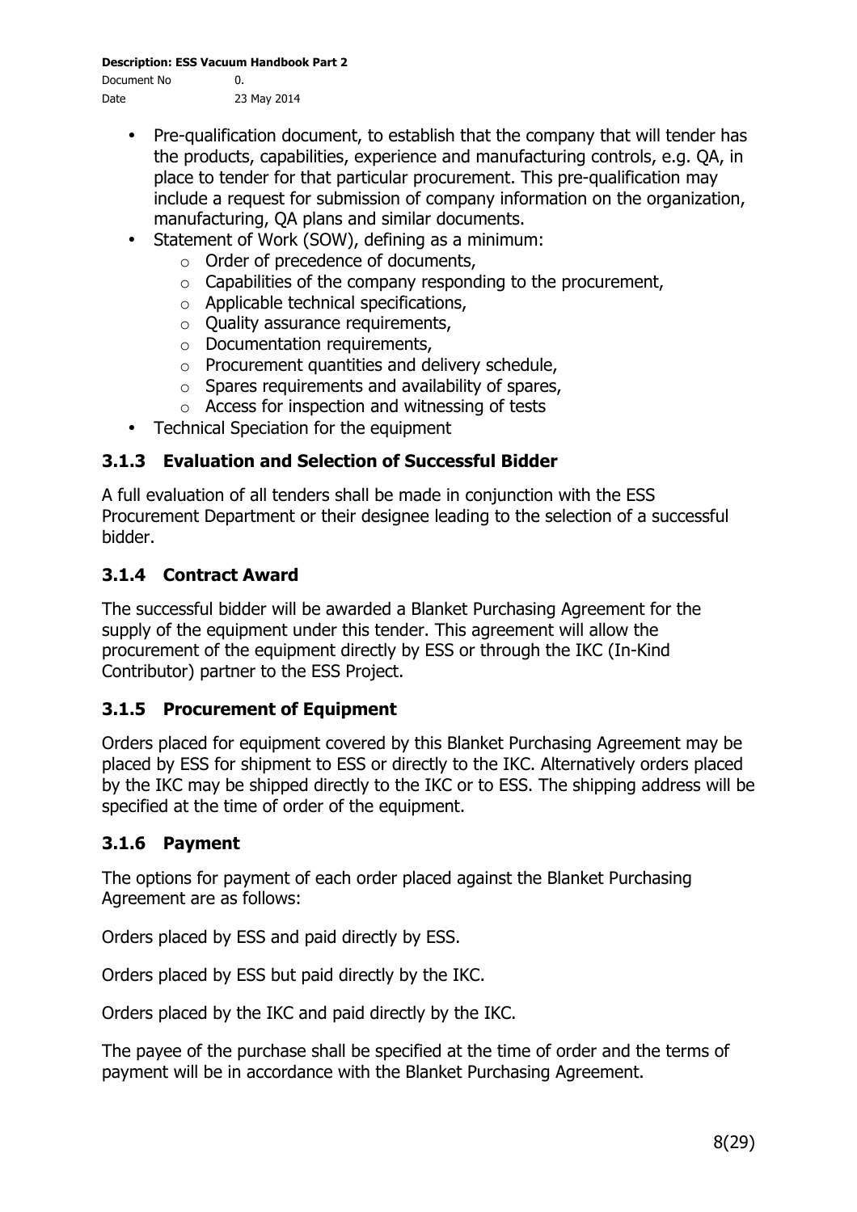- Pre-qualification document, to establish that the company that will tender has the products, capabilities, experience and manufacturing controls, e.g. QA, in place to tender for that particular procurement. This pre-qualification may include a request for submission of company information on the organization, manufacturing, QA plans and similar documents.
- Statement of Work (SOW), defining as a minimum:
  - Order of precedence of documents,
  - Capabilities of the company responding to the procurement,
  - Applicable technical specifications,
  - Quality assurance requirements,
  - Documentation requirements,
  - Procurement quantities and delivery schedule,
  - Spares requirements and availability of spares,
  - Access for inspection and witnessing of tests
- Technical Speciation for the equipment

### 3.1.3 Evaluation and Selection of Successful Bidder

A full evaluation of all tenders shall be made in conjunction with the ESS Procurement Department or their designee leading to the selection of a successful bidder.

### 3.1.4 Contract Award

The successful bidder will be awarded a Blanket Purchasing Agreement for the supply of the equipment under this tender. This agreement will allow the procurement of the equipment directly by ESS or through the IKC (In-Kind Contributor) partner to the ESS Project.

### 3.1.5 Procurement of Equipment

Orders placed for equipment covered by this Blanket Purchasing Agreement may be placed by ESS for shipment to ESS or directly to the IKC. Alternatively orders placed by the IKC may be shipped directly to the IKC or to ESS. The shipping address will be specified at the time of order of the equipment.

### 3.1.6 Payment

The options for payment of each order placed against the Blanket Purchasing Agreement are as follows:

Orders placed by ESS and paid directly by ESS.

Orders placed by ESS but paid directly by the IKC.

Orders placed by the IKC and paid directly by the IKC.

The payee of the purchase shall be specified at the time of order and the terms of payment will be in accordance with the Blanket Purchasing Agreement.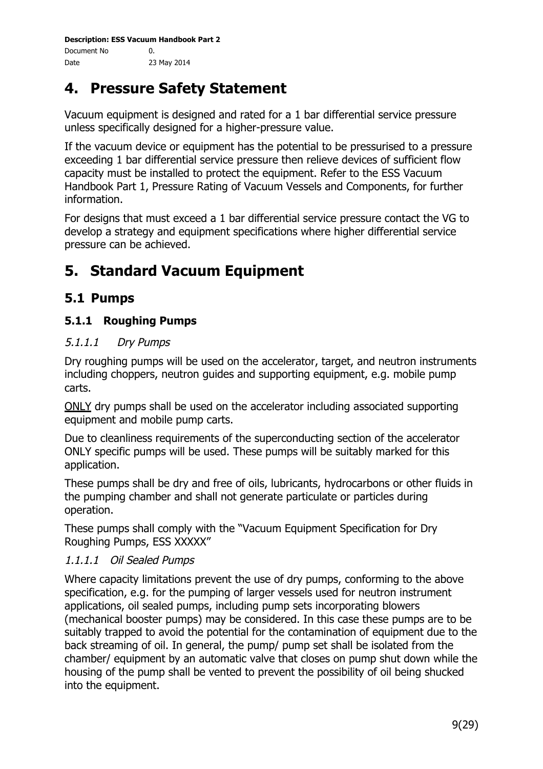# 4. Pressure Safety Statement

Vacuum equipment is designed and rated for a 1 bar differential service pressure unless specifically designed for a higher-pressure value.

If the vacuum device or equipment has the potential to be pressurised to a pressure exceeding 1 bar differential service pressure then relieve devices of sufficient flow capacity must be installed to protect the equipment. Refer to the ESS Vacuum Handbook Part 1, Pressure Rating of Vacuum Vessels and Components, for further information.

For designs that must exceed a 1 bar differential service pressure contact the VG to develop a strategy and equipment specifications where higher differential service pressure can be achieved.

# 5. Standard Vacuum Equipment

## 5.1 Pumps

### 5.1.1 Roughing Pumps

#### *5.1.1.1 Dry Pumps*

Dry roughing pumps will be used on the accelerator, target, and neutron instruments including choppers, neutron guides and supporting equipment, e.g. mobile pump carts.

ONLY dry pumps shall be used on the accelerator including associated supporting equipment and mobile pump carts.

Due to cleanliness requirements of the superconducting section of the accelerator ONLY specific pumps will be used. These pumps will be suitably marked for this application.

These pumps shall be dry and free of oils, lubricants, hydrocarbons or other fluids in the pumping chamber and shall not generate particulate or particles during operation.

These pumps shall comply with the "Vacuum Equipment Specification for Dry Roughing Pumps, ESS XXXXX"

#### *1.1.1.1 Oil Sealed Pumps*

Where capacity limitations prevent the use of dry pumps, conforming to the above specification, e.g. for the pumping of larger vessels used for neutron instrument applications, oil sealed pumps, including pump sets incorporating blowers (mechanical booster pumps) may be considered. In this case these pumps are to be suitably trapped to avoid the potential for the contamination of equipment due to the back streaming of oil. In general, the pump/ pump set shall be isolated from the chamber/ equipment by an automatic valve that closes on pump shut down while the housing of the pump shall be vented to prevent the possibility of oil being shucked into the equipment.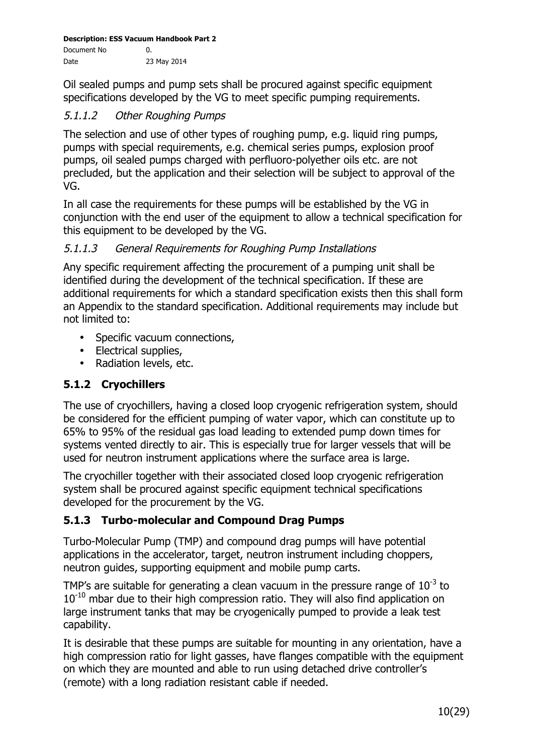Oil sealed pumps and pump sets shall be procured against specific equipment specifications developed by the VG to meet specific pumping requirements.

#### *5.1.1.2 Other Roughing Pumps*

The selection and use of other types of roughing pump, e.g. liquid ring pumps, pumps with special requirements, e.g. chemical series pumps, explosion proof pumps, oil sealed pumps charged with perfluoro-polyether oils etc. are not precluded, but the application and their selection will be subject to approval of the VG.

In all case the requirements for these pumps will be established by the VG in conjunction with the end user of the equipment to allow a technical specification for this equipment to be developed by the VG.

#### *5.1.1.3 General Requirements for Roughing Pump Installations*

Any specific requirement affecting the procurement of a pumping unit shall be identified during the development of the technical specification. If these are additional requirements for which a standard specification exists then this shall form an Appendix to the standard specification. Additional requirements may include but not limited to:

- Specific vacuum connections,
- Electrical supplies,
- Radiation levels, etc.

### 5.1.2 Cryochillers

The use of cryochillers, having a closed loop cryogenic refrigeration system, should be considered for the efficient pumping of water vapor, which can constitute up to 65% to 95% of the residual gas load leading to extended pump down times for systems vented directly to air. This is especially true for larger vessels that will be used for neutron instrument applications where the surface area is large.

The cryochiller together with their associated closed loop cryogenic refrigeration system shall be procured against specific equipment technical specifications developed for the procurement by the VG.

### 5.1.3 Turbo-molecular and Compound Drag Pumps

Turbo-Molecular Pump (TMP) and compound drag pumps will have potential applications in the accelerator, target, neutron instrument including choppers, neutron guides, supporting equipment and mobile pump carts.

TMP's are suitable for generating a clean vacuum in the pressure range of $10^{-3}$ to $10^{-10}$ mbar due to their high compression ratio. They will also find application on large instrument tanks that may be cryogenically pumped to provide a leak test capability.

It is desirable that these pumps are suitable for mounting in any orientation, have a high compression ratio for light gasses, have flanges compatible with the equipment on which they are mounted and able to run using detached drive controller's (remote) with a long radiation resistant cable if needed.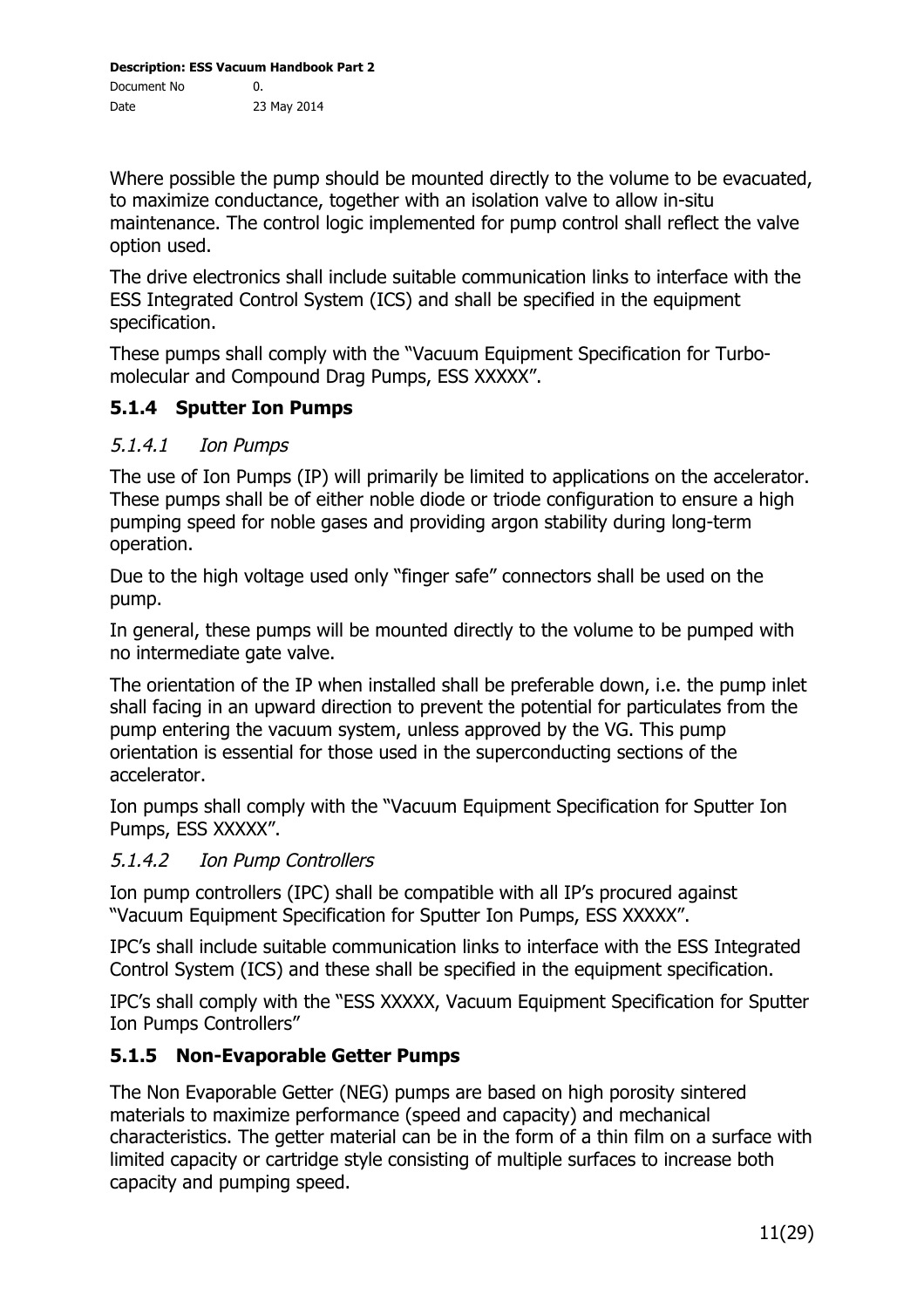Where possible the pump should be mounted directly to the volume to be evacuated, to maximize conductance, together with an isolation valve to allow in-situ maintenance. The control logic implemented for pump control shall reflect the valve option used.

The drive electronics shall include suitable communication links to interface with the ESS Integrated Control System (ICS) and shall be specified in the equipment specification.

These pumps shall comply with the "Vacuum Equipment Specification for Turbo-molecular and Compound Drag Pumps, ESS XXXXX".

### 5.1.4 Sputter Ion Pumps

#### *5.1.4.1 Ion Pumps*

The use of Ion Pumps (IP) will primarily be limited to applications on the accelerator. These pumps shall be of either noble diode or triode configuration to ensure a high pumping speed for noble gases and providing argon stability during long-term operation.

Due to the high voltage used only "finger safe" connectors shall be used on the pump.

In general, these pumps will be mounted directly to the volume to be pumped with no intermediate gate valve.

The orientation of the IP when installed shall be preferable down, i.e. the pump inlet shall facing in an upward direction to prevent the potential for particulates from the pump entering the vacuum system, unless approved by the VG. This pump orientation is essential for those used in the superconducting sections of the accelerator.

Ion pumps shall comply with the "Vacuum Equipment Specification for Sputter Ion Pumps, ESS XXXXX".

#### *5.1.4.2 Ion Pump Controllers*

Ion pump controllers (IPC) shall be compatible with all IP's procured against "Vacuum Equipment Specification for Sputter Ion Pumps, ESS XXXXX".

IPC's shall include suitable communication links to interface with the ESS Integrated Control System (ICS) and these shall be specified in the equipment specification.

IPC's shall comply with the "ESS XXXXX, Vacuum Equipment Specification for Sputter Ion Pumps Controllers"

### 5.1.5 Non-Evaporable Getter Pumps

The Non Evaporable Getter (NEG) pumps are based on high porosity sintered materials to maximize performance (speed and capacity) and mechanical characteristics. The getter material can be in the form of a thin film on a surface with limited capacity or cartridge style consisting of multiple surfaces to increase both capacity and pumping speed.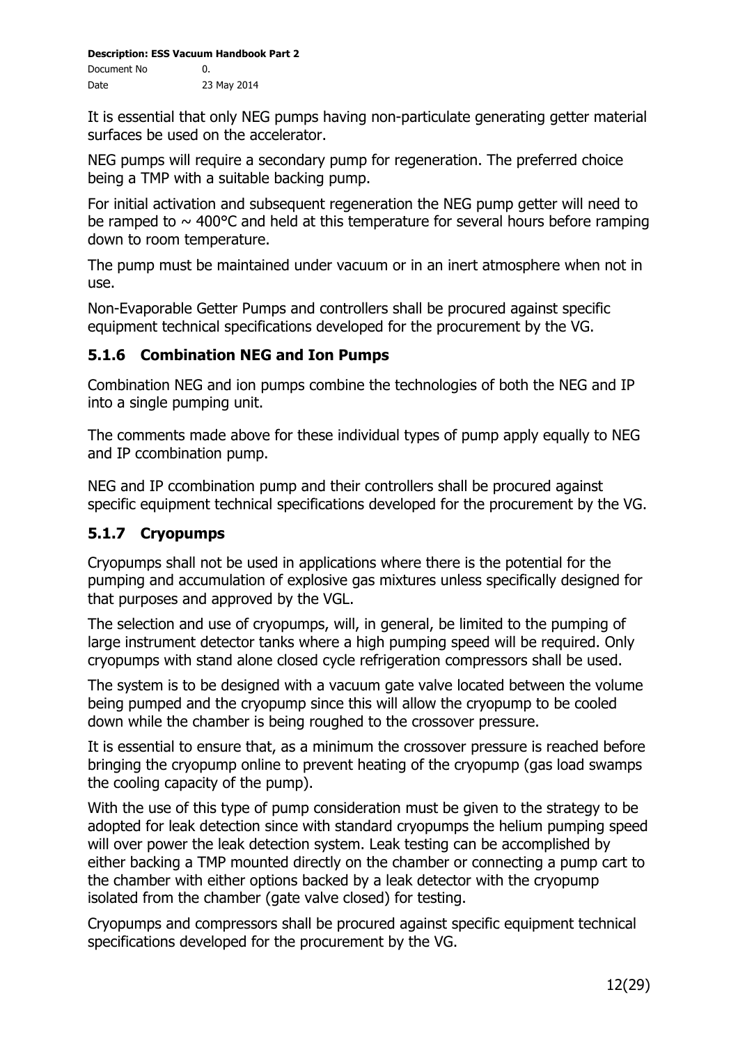It is essential that only NEG pumps having non-particulate generating getter material surfaces be used on the accelerator.

NEG pumps will require a secondary pump for regeneration. The preferred choice being a TMP with a suitable backing pump.

For initial activation and subsequent regeneration the NEG pump getter will need to be ramped to ~ 400°C and held at this temperature for several hours before ramping down to room temperature.

The pump must be maintained under vacuum or in an inert atmosphere when not in use.

Non-Evaporable Getter Pumps and controllers shall be procured against specific equipment technical specifications developed for the procurement by the VG.

### 5.1.6 Combination NEG and Ion Pumps

Combination NEG and ion pumps combine the technologies of both the NEG and IP into a single pumping unit.

The comments made above for these individual types of pump apply equally to NEG and IP ccombination pump.

NEG and IP ccombination pump and their controllers shall be procured against specific equipment technical specifications developed for the procurement by the VG.

### 5.1.7 Cryopumps

Cryopumps shall not be used in applications where there is the potential for the pumping and accumulation of explosive gas mixtures unless specifically designed for that purposes and approved by the VGL.

The selection and use of cryopumps, will, in general, be limited to the pumping of large instrument detector tanks where a high pumping speed will be required. Only cryopumps with stand alone closed cycle refrigeration compressors shall be used.

The system is to be designed with a vacuum gate valve located between the volume being pumped and the cryopump since this will allow the cryopump to be cooled down while the chamber is being roughed to the crossover pressure.

It is essential to ensure that, as a minimum the crossover pressure is reached before bringing the cryopump online to prevent heating of the cryopump (gas load swamps the cooling capacity of the pump).

With the use of this type of pump consideration must be given to the strategy to be adopted for leak detection since with standard cryopumps the helium pumping speed will over power the leak detection system. Leak testing can be accomplished by either backing a TMP mounted directly on the chamber or connecting a pump cart to the chamber with either options backed by a leak detector with the cryopump isolated from the chamber (gate valve closed) for testing.

Cryopumps and compressors shall be procured against specific equipment technical specifications developed for the procurement by the VG.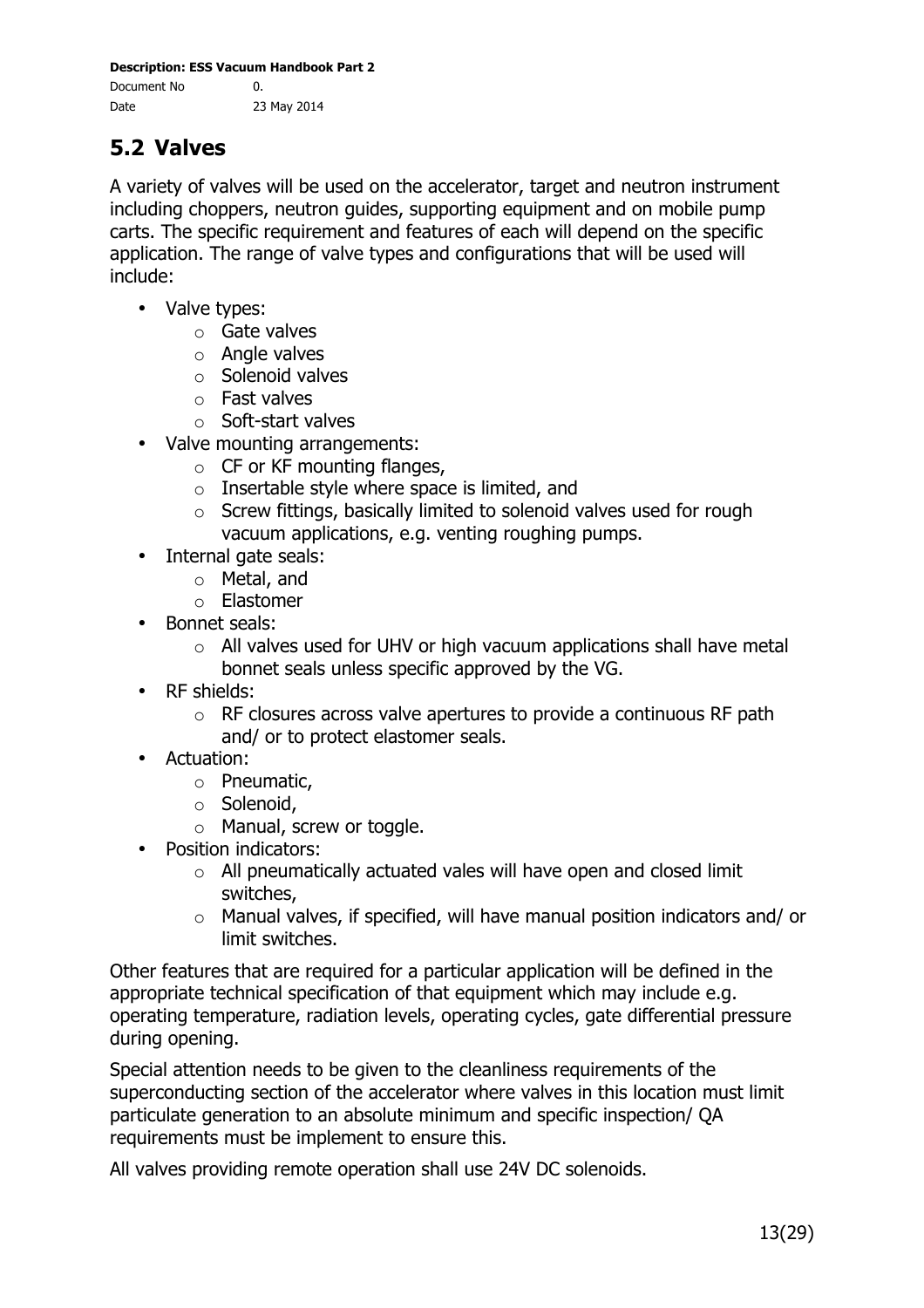## 5.2 Valves

A variety of valves will be used on the accelerator, target and neutron instrument including choppers, neutron guides, supporting equipment and on mobile pump carts. The specific requirement and features of each will depend on the specific application. The range of valve types and configurations that will be used will include:

- Valve types:
  - Gate valves
  - Angle valves
  - Solenoid valves
  - Fast valves
  - Soft-start valves
- Valve mounting arrangements:
  - CF or KF mounting flanges,
  - Insertable style where space is limited, and
  - Screw fittings, basically limited to solenoid valves used for rough vacuum applications, e.g. venting roughing pumps.
- Internal gate seals:
  - Metal, and
  - Elastomer
- Bonnet seals:
  - All valves used for UHV or high vacuum applications shall have metal bonnet seals unless specific approved by the VG.
- RF shields:
  - RF closures across valve apertures to provide a continuous RF path and/ or to protect elastomer seals.
- Actuation:
  - Pneumatic,
  - Solenoid,
  - Manual, screw or toggle.
- Position indicators:
  - All pneumatically actuated vales will have open and closed limit switches,
  - Manual valves, if specified, will have manual position indicators and/ or limit switches.

Other features that are required for a particular application will be defined in the appropriate technical specification of that equipment which may include e.g. operating temperature, radiation levels, operating cycles, gate differential pressure during opening.

Special attention needs to be given to the cleanliness requirements of the superconducting section of the accelerator where valves in this location must limit particulate generation to an absolute minimum and specific inspection/ QA requirements must be implement to ensure this.

All valves providing remote operation shall use 24V DC solenoids.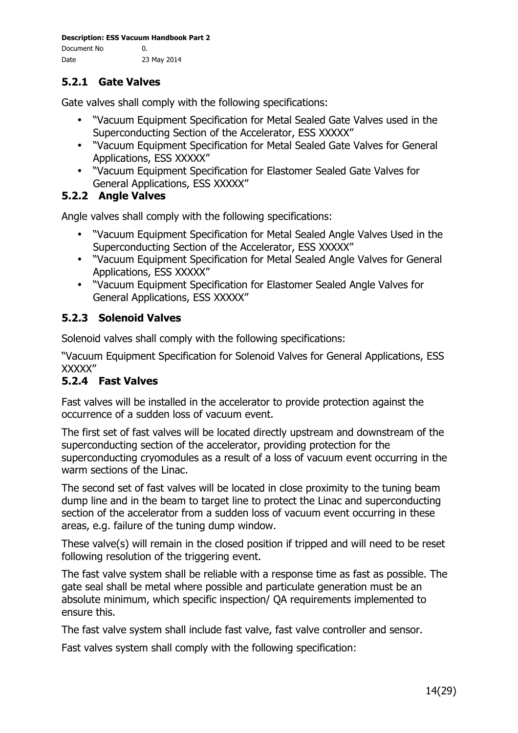### 5.2.1 Gate Valves

Gate valves shall comply with the following specifications:

- "Vacuum Equipment Specification for Metal Sealed Gate Valves used in the Superconducting Section of the Accelerator, ESS XXXXX"
- "Vacuum Equipment Specification for Metal Sealed Gate Valves for General Applications, ESS XXXXX"
- "Vacuum Equipment Specification for Elastomer Sealed Gate Valves for General Applications, ESS XXXXX"

### 5.2.2 Angle Valves

Angle valves shall comply with the following specifications:

- "Vacuum Equipment Specification for Metal Sealed Angle Valves Used in the Superconducting Section of the Accelerator, ESS XXXXX"
- "Vacuum Equipment Specification for Metal Sealed Angle Valves for General Applications, ESS XXXXX"
- "Vacuum Equipment Specification for Elastomer Sealed Angle Valves for General Applications, ESS XXXXX"

### 5.2.3 Solenoid Valves

Solenoid valves shall comply with the following specifications:

"Vacuum Equipment Specification for Solenoid Valves for General Applications, ESS XXXXX"

### 5.2.4 Fast Valves

Fast valves will be installed in the accelerator to provide protection against the occurrence of a sudden loss of vacuum event.

The first set of fast valves will be located directly upstream and downstream of the superconducting section of the accelerator, providing protection for the superconducting cryomodules as a result of a loss of vacuum event occurring in the warm sections of the Linac.

The second set of fast valves will be located in close proximity to the tuning beam dump line and in the beam to target line to protect the Linac and superconducting section of the accelerator from a sudden loss of vacuum event occurring in these areas, e.g. failure of the tuning dump window.

These valve(s) will remain in the closed position if tripped and will need to be reset following resolution of the triggering event.

The fast valve system shall be reliable with a response time as fast as possible. The gate seal shall be metal where possible and particulate generation must be an absolute minimum, which specific inspection/ QA requirements implemented to ensure this.

The fast valve system shall include fast valve, fast valve controller and sensor.

Fast valves system shall comply with the following specification: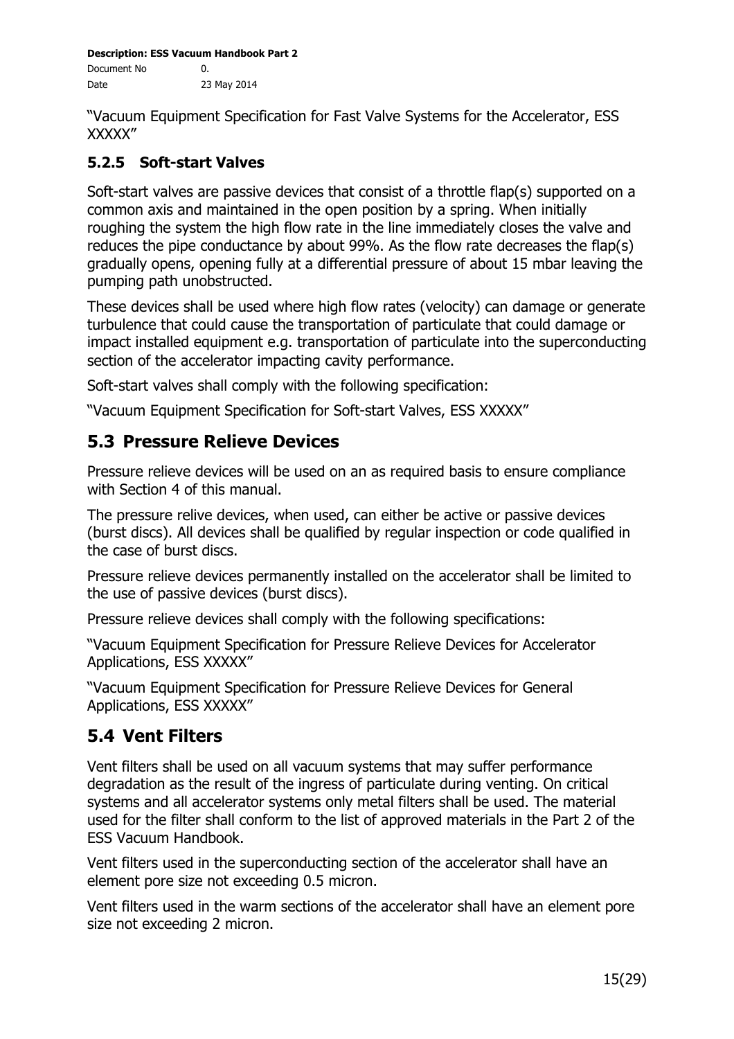"Vacuum Equipment Specification for Fast Valve Systems for the Accelerator, ESS XXXXX"

### 5.2.5 Soft-start Valves

Soft-start valves are passive devices that consist of a throttle flap(s) supported on a common axis and maintained in the open position by a spring. When initially roughing the system the high flow rate in the line immediately closes the valve and reduces the pipe conductance by about 99%. As the flow rate decreases the flap(s) gradually opens, opening fully at a differential pressure of about 15 mbar leaving the pumping path unobstructed.

These devices shall be used where high flow rates (velocity) can damage or generate turbulence that could cause the transportation of particulate that could damage or impact installed equipment e.g. transportation of particulate into the superconducting section of the accelerator impacting cavity performance.

Soft-start valves shall comply with the following specification:

"Vacuum Equipment Specification for Soft-start Valves, ESS XXXXX"

## 5.3 Pressure Relieve Devices

Pressure relieve devices will be used on an as required basis to ensure compliance with Section 4 of this manual.

The pressure relive devices, when used, can either be active or passive devices (burst discs). All devices shall be qualified by regular inspection or code qualified in the case of burst discs.

Pressure relieve devices permanently installed on the accelerator shall be limited to the use of passive devices (burst discs).

Pressure relieve devices shall comply with the following specifications:

"Vacuum Equipment Specification for Pressure Relieve Devices for Accelerator Applications, ESS XXXXX"

"Vacuum Equipment Specification for Pressure Relieve Devices for General Applications, ESS XXXXX"

## 5.4 Vent Filters

Vent filters shall be used on all vacuum systems that may suffer performance degradation as the result of the ingress of particulate during venting. On critical systems and all accelerator systems only metal filters shall be used. The material used for the filter shall conform to the list of approved materials in the Part 2 of the ESS Vacuum Handbook.

Vent filters used in the superconducting section of the accelerator shall have an element pore size not exceeding 0.5 micron.

Vent filters used in the warm sections of the accelerator shall have an element pore size not exceeding 2 micron.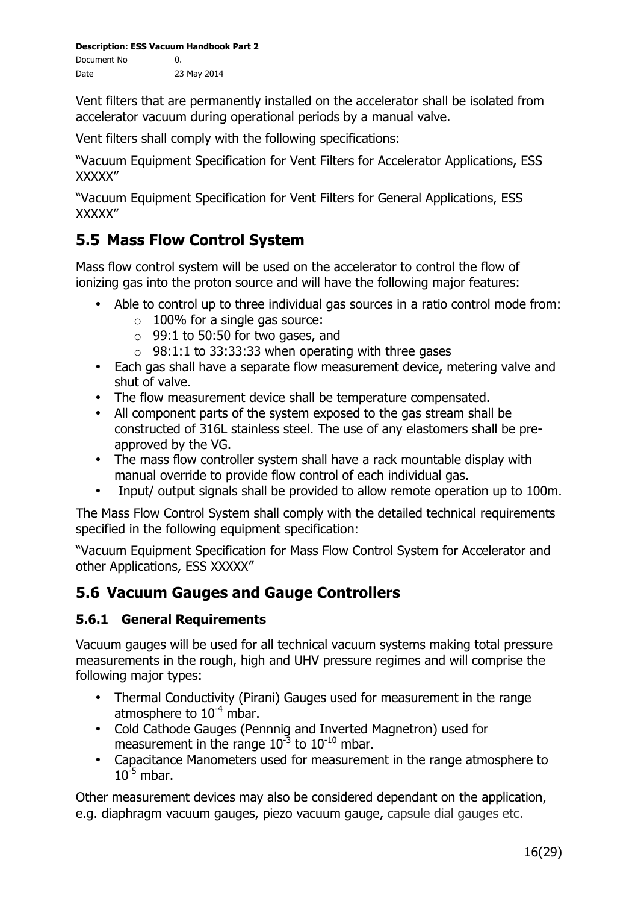Vent filters that are permanently installed on the accelerator shall be isolated from accelerator vacuum during operational periods by a manual valve.

Vent filters shall comply with the following specifications:

"Vacuum Equipment Specification for Vent Filters for Accelerator Applications, ESS XXXXX"

"Vacuum Equipment Specification for Vent Filters for General Applications, ESS XXXXX"

## 5.5 Mass Flow Control System

Mass flow control system will be used on the accelerator to control the flow of ionizing gas into the proton source and will have the following major features:

- Able to control up to three individual gas sources in a ratio control mode from:
  - 100% for a single gas source:
  - 99:1 to 50:50 for two gases, and
  - 98:1:1 to 33:33:33 when operating with three gases
- Each gas shall have a separate flow measurement device, metering valve and shut of valve.
- The flow measurement device shall be temperature compensated.
- All component parts of the system exposed to the gas stream shall be constructed of 316L stainless steel. The use of any elastomers shall be pre-approved by the VG.
- The mass flow controller system shall have a rack mountable display with manual override to provide flow control of each individual gas.
- Input/ output signals shall be provided to allow remote operation up to 100m.

The Mass Flow Control System shall comply with the detailed technical requirements specified in the following equipment specification:

"Vacuum Equipment Specification for Mass Flow Control System for Accelerator and other Applications, ESS XXXXX"

## 5.6 Vacuum Gauges and Gauge Controllers

### 5.6.1 General Requirements

Vacuum gauges will be used for all technical vacuum systems making total pressure measurements in the rough, high and UHV pressure regimes and will comprise the following major types:

- Thermal Conductivity (Pirani) Gauges used for measurement in the range atmosphere to $10^{-4}$ mbar.
- Cold Cathode Gauges (Pennnig and Inverted Magnetron) used for measurement in the range $10^{-3}$ to $10^{-10}$ mbar.
- Capacitance Manometers used for measurement in the range atmosphere to $10^{-5}$ mbar.

Other measurement devices may also be considered dependant on the application, e.g. diaphragm vacuum gauges, piezo vacuum gauge, capsule dial gauges etc.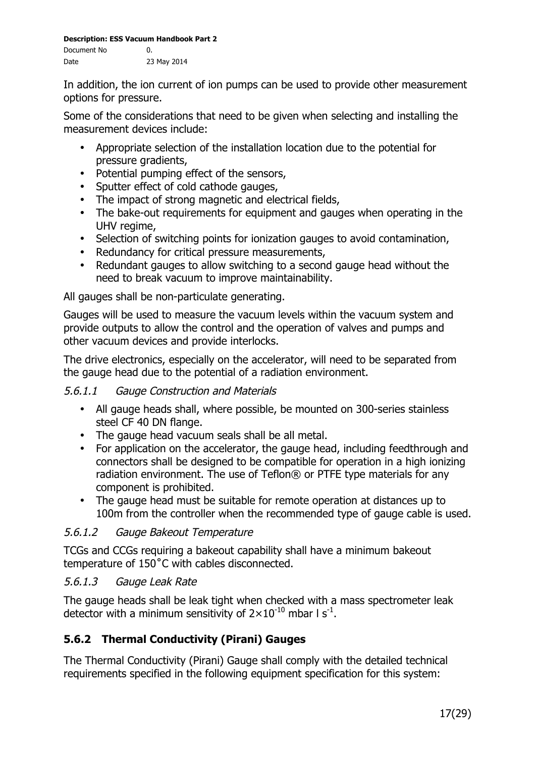In addition, the ion current of ion pumps can be used to provide other measurement options for pressure.

Some of the considerations that need to be given when selecting and installing the measurement devices include:

- Appropriate selection of the installation location due to the potential for pressure gradients,
- Potential pumping effect of the sensors,
- Sputter effect of cold cathode gauges,
- The impact of strong magnetic and electrical fields,
- The bake-out requirements for equipment and gauges when operating in the UHV regime,
- Selection of switching points for ionization gauges to avoid contamination,
- Redundancy for critical pressure measurements,
- Redundant gauges to allow switching to a second gauge head without the need to break vacuum to improve maintainability.

All gauges shall be non-particulate generating.

Gauges will be used to measure the vacuum levels within the vacuum system and provide outputs to allow the control and the operation of valves and pumps and other vacuum devices and provide interlocks.

The drive electronics, especially on the accelerator, will need to be separated from the gauge head due to the potential of a radiation environment.

#### *5.6.1.1 Gauge Construction and Materials*

- All gauge heads shall, where possible, be mounted on 300-series stainless steel CF 40 DN flange.
- The gauge head vacuum seals shall be all metal.
- For application on the accelerator, the gauge head, including feedthrough and connectors shall be designed to be compatible for operation in a high ionizing radiation environment. The use of Teflon® or PTFE type materials for any component is prohibited.
- The gauge head must be suitable for remote operation at distances up to 100m from the controller when the recommended type of gauge cable is used.

#### *5.6.1.2 Gauge Bakeout Temperature*

TCGs and CCGs requiring a bakeout capability shall have a minimum bakeout temperature of 150˚C with cables disconnected.

#### *5.6.1.3 Gauge Leak Rate*

The gauge heads shall be leak tight when checked with a mass spectrometer leak detector with a minimum sensitivity of $2\times10^{-10}$ mbar l $s^{-1}$.

### **5.6.2 Thermal Conductivity (Pirani) Gauges**

The Thermal Conductivity (Pirani) Gauge shall comply with the detailed technical requirements specified in the following equipment specification for this system: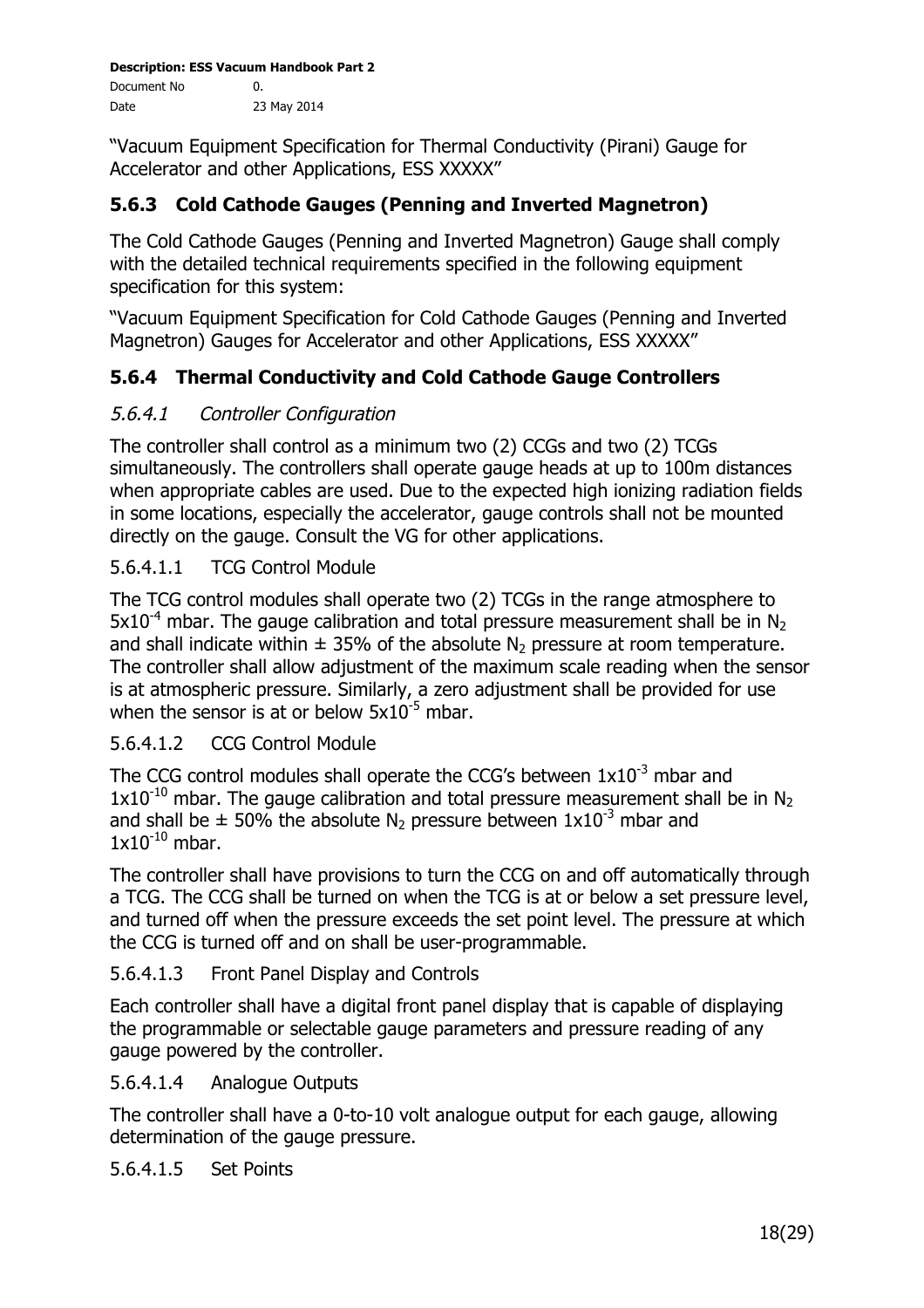"Vacuum Equipment Specification for Thermal Conductivity (Pirani) Gauge for Accelerator and other Applications, ESS XXXXX"

### 5.6.3 Cold Cathode Gauges (Penning and Inverted Magnetron)

The Cold Cathode Gauges (Penning and Inverted Magnetron) Gauge shall comply with the detailed technical requirements specified in the following equipment specification for this system:

"Vacuum Equipment Specification for Cold Cathode Gauges (Penning and Inverted Magnetron) Gauges for Accelerator and other Applications, ESS XXXXX"

### 5.6.4 Thermal Conductivity and Cold Cathode Gauge Controllers

#### *5.6.4.1 Controller Configuration*

The controller shall control as a minimum two (2) CCGs and two (2) TCGs simultaneously. The controllers shall operate gauge heads at up to 100m distances when appropriate cables are used. Due to the expected high ionizing radiation fields in some locations, especially the accelerator, gauge controls shall not be mounted directly on the gauge. Consult the VG for other applications.

##### 5.6.4.1.1 TCG Control Module

The TCG control modules shall operate two (2) TCGs in the range atmosphere to $5x10^{-4}$ mbar. The gauge calibration and total pressure measurement shall be in $N_2$ and shall indicate within ± 35% of the absolute $N_2$ pressure at room temperature. The controller shall allow adjustment of the maximum scale reading when the sensor is at atmospheric pressure. Similarly, a zero adjustment shall be provided for use when the sensor is at or below $5x10^{-5}$ mbar.

##### 5.6.4.1.2 CCG Control Module

The CCG control modules shall operate the CCG's between $1x10^{-3}$ mbar and $1x10^{-10}$ mbar. The gauge calibration and total pressure measurement shall be in $N_2$ and shall be ± 50% the absolute $N_2$ pressure between $1x10^{-3}$ mbar and $1x10^{-10}$ mbar.

The controller shall have provisions to turn the CCG on and off automatically through a TCG. The CCG shall be turned on when the TCG is at or below a set pressure level, and turned off when the pressure exceeds the set point level. The pressure at which the CCG is turned off and on shall be user-programmable.

##### 5.6.4.1.3 Front Panel Display and Controls

Each controller shall have a digital front panel display that is capable of displaying the programmable or selectable gauge parameters and pressure reading of any gauge powered by the controller.

##### 5.6.4.1.4 Analogue Outputs

The controller shall have a 0-to-10 volt analogue output for each gauge, allowing determination of the gauge pressure.

##### 5.6.4.1.5 Set Points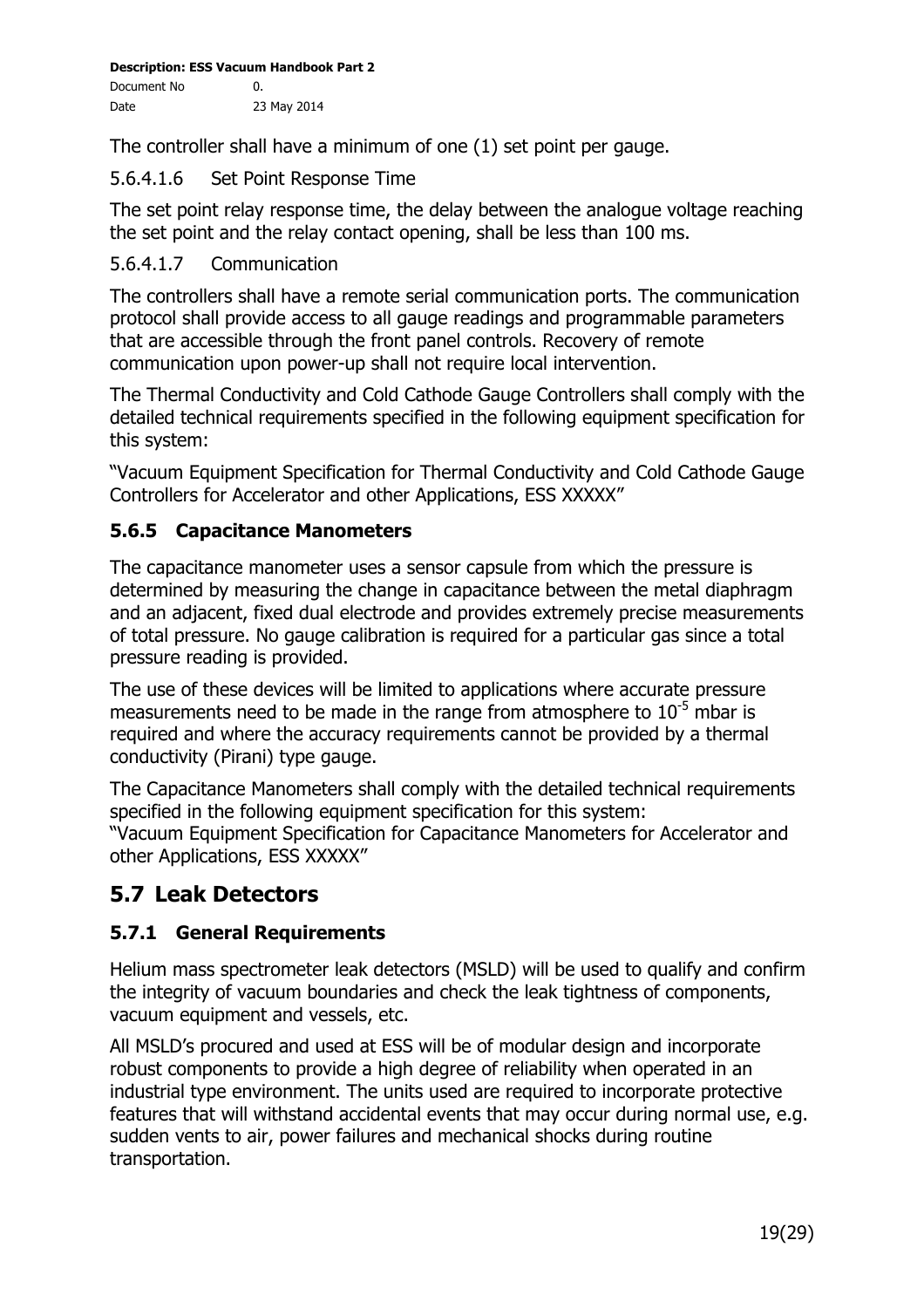The controller shall have a minimum of one (1) set point per gauge.

5.6.4.1.6 Set Point Response Time

The set point relay response time, the delay between the analogue voltage reaching the set point and the relay contact opening, shall be less than 100 ms.

5.6.4.1.7 Communication

The controllers shall have a remote serial communication ports. The communication protocol shall provide access to all gauge readings and programmable parameters that are accessible through the front panel controls. Recovery of remote communication upon power-up shall not require local intervention.

The Thermal Conductivity and Cold Cathode Gauge Controllers shall comply with the detailed technical requirements specified in the following equipment specification for this system:

"Vacuum Equipment Specification for Thermal Conductivity and Cold Cathode Gauge Controllers for Accelerator and other Applications, ESS XXXXX"

### 5.6.5 Capacitance Manometers

The capacitance manometer uses a sensor capsule from which the pressure is determined by measuring the change in capacitance between the metal diaphragm and an adjacent, fixed dual electrode and provides extremely precise measurements of total pressure. No gauge calibration is required for a particular gas since a total pressure reading is provided.

The use of these devices will be limited to applications where accurate pressure measurements need to be made in the range from atmosphere to $10^{-5}$ mbar is required and where the accuracy requirements cannot be provided by a thermal conductivity (Pirani) type gauge.

The Capacitance Manometers shall comply with the detailed technical requirements specified in the following equipment specification for this system:
"Vacuum Equipment Specification for Capacitance Manometers for Accelerator and other Applications, ESS XXXXX"

## 5.7 Leak Detectors

### 5.7.1 General Requirements

Helium mass spectrometer leak detectors (MSLD) will be used to qualify and confirm the integrity of vacuum boundaries and check the leak tightness of components, vacuum equipment and vessels, etc.

All MSLD's procured and used at ESS will be of modular design and incorporate robust components to provide a high degree of reliability when operated in an industrial type environment. The units used are required to incorporate protective features that will withstand accidental events that may occur during normal use, e.g. sudden vents to air, power failures and mechanical shocks during routine transportation.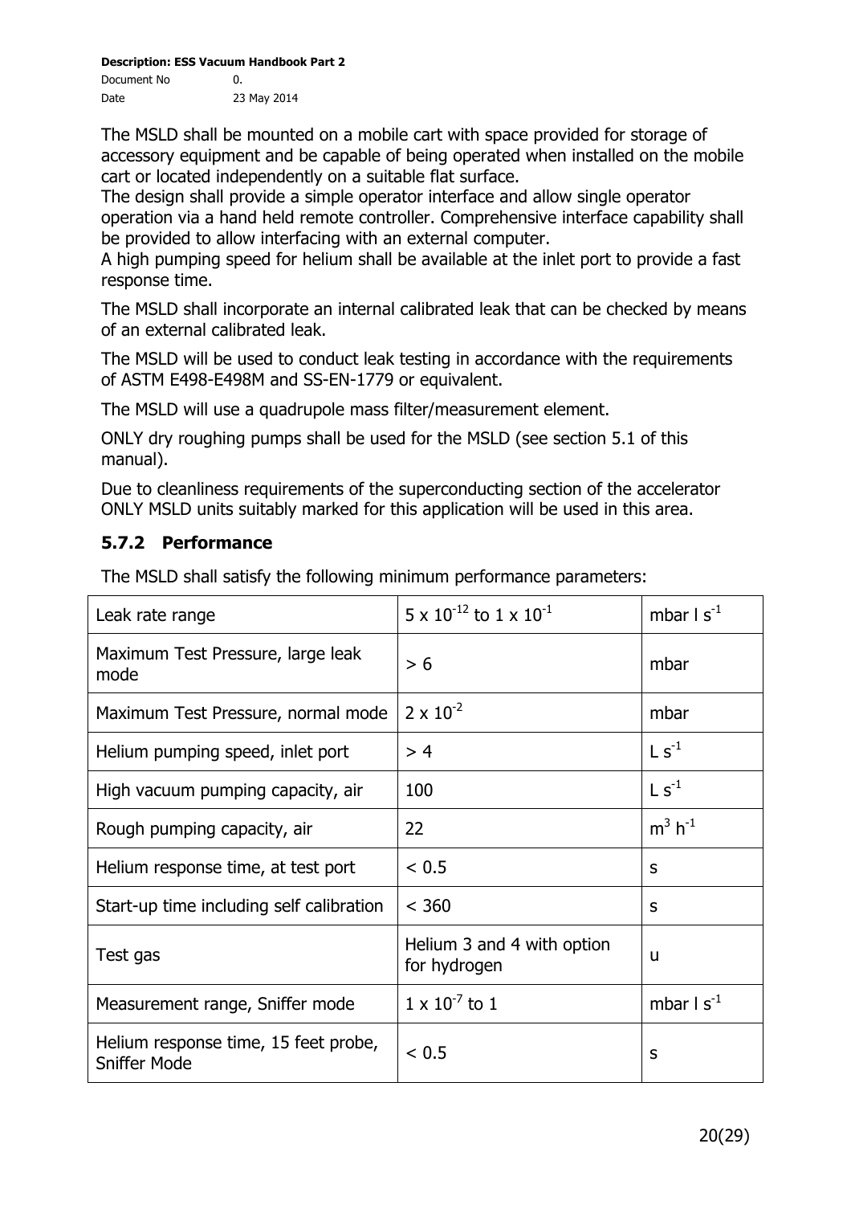The MSLD shall be mounted on a mobile cart with space provided for storage of accessory equipment and be capable of being operated when installed on the mobile cart or located independently on a suitable flat surface.
The design shall provide a simple operator interface and allow single operator operation via a hand held remote controller. Comprehensive interface capability shall be provided to allow interfacing with an external computer.
A high pumping speed for helium shall be available at the inlet port to provide a fast response time.

The MSLD shall incorporate an internal calibrated leak that can be checked by means of an external calibrated leak.

The MSLD will be used to conduct leak testing in accordance with the requirements of ASTM E498-E498M and SS-EN-1779 or equivalent.

The MSLD will use a quadrupole mass filter/measurement element.

ONLY dry roughing pumps shall be used for the MSLD (see section 5.1 of this manual).

Due to cleanliness requirements of the superconducting section of the accelerator ONLY MSLD units suitably marked for this application will be used in this area.

### 5.7.2 Performance

The MSLD shall satisfy the following minimum performance parameters:

| | | |
|---|---|---|
| Leak rate range | $5 \times 10^{-12}$ to $1 \times 10^{-1}$ | mbar l $s^{-1}$ |
| Maximum Test Pressure, large leak mode | > 6 | mbar |
| Maximum Test Pressure, normal mode | $2 \times 10^{-2}$ | mbar |
| Helium pumping speed, inlet port | > 4 | L $s^{-1}$ |
| High vacuum pumping capacity, air | 100 | L $s^{-1}$ |
| Rough pumping capacity, air | 22 | $m^3$ $h^{-1}$ |
| Helium response time, at test port | < 0.5 | s |
| Start-up time including self calibration | < 360 | s |
| Test gas | Helium 3 and 4 with option for hydrogen | u |
| Measurement range, Sniffer mode | $1 \times 10^{-7}$ to 1 | mbar l $s^{-1}$ |
| Helium response time, 15 feet probe, Sniffer Mode | < 0.5 | s |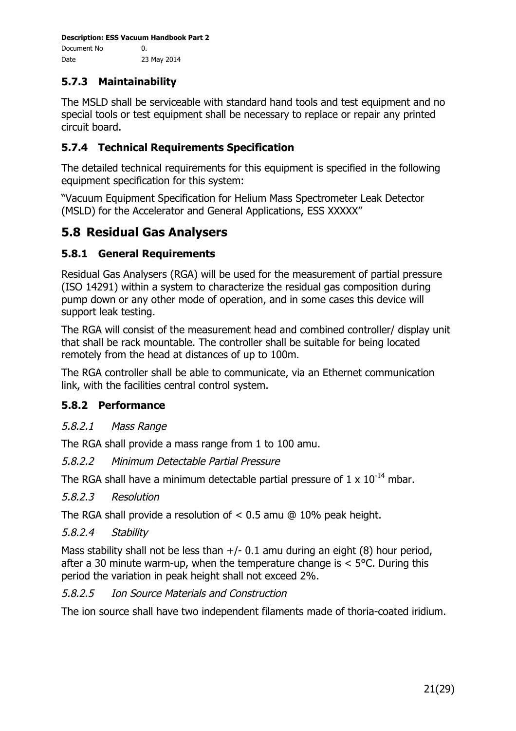### 5.7.3 Maintainability

The MSLD shall be serviceable with standard hand tools and test equipment and no special tools or test equipment shall be necessary to replace or repair any printed circuit board.

### 5.7.4 Technical Requirements Specification

The detailed technical requirements for this equipment is specified in the following equipment specification for this system:

"Vacuum Equipment Specification for Helium Mass Spectrometer Leak Detector (MSLD) for the Accelerator and General Applications, ESS XXXXX"

## 5.8 Residual Gas Analysers

### 5.8.1 General Requirements

Residual Gas Analysers (RGA) will be used for the measurement of partial pressure (ISO 14291) within a system to characterize the residual gas composition during pump down or any other mode of operation, and in some cases this device will support leak testing.

The RGA will consist of the measurement head and combined controller/ display unit that shall be rack mountable. The controller shall be suitable for being located remotely from the head at distances of up to 100m.

The RGA controller shall be able to communicate, via an Ethernet communication link, with the facilities central control system.

### 5.8.2 Performance

#### *5.8.2.1 Mass Range*

The RGA shall provide a mass range from 1 to 100 amu.

#### *5.8.2.2 Minimum Detectable Partial Pressure*

The RGA shall have a minimum detectable partial pressure of $1 \times 10^{-14}$ mbar.

#### *5.8.2.3 Resolution*

The RGA shall provide a resolution of < 0.5 amu @ 10% peak height.

#### *5.8.2.4 Stability*

Mass stability shall not be less than +/- 0.1 amu during an eight (8) hour period, after a 30 minute warm-up, when the temperature change is < 5°C. During this period the variation in peak height shall not exceed 2%.

#### *5.8.2.5 Ion Source Materials and Construction*

The ion source shall have two independent filaments made of thoria-coated iridium.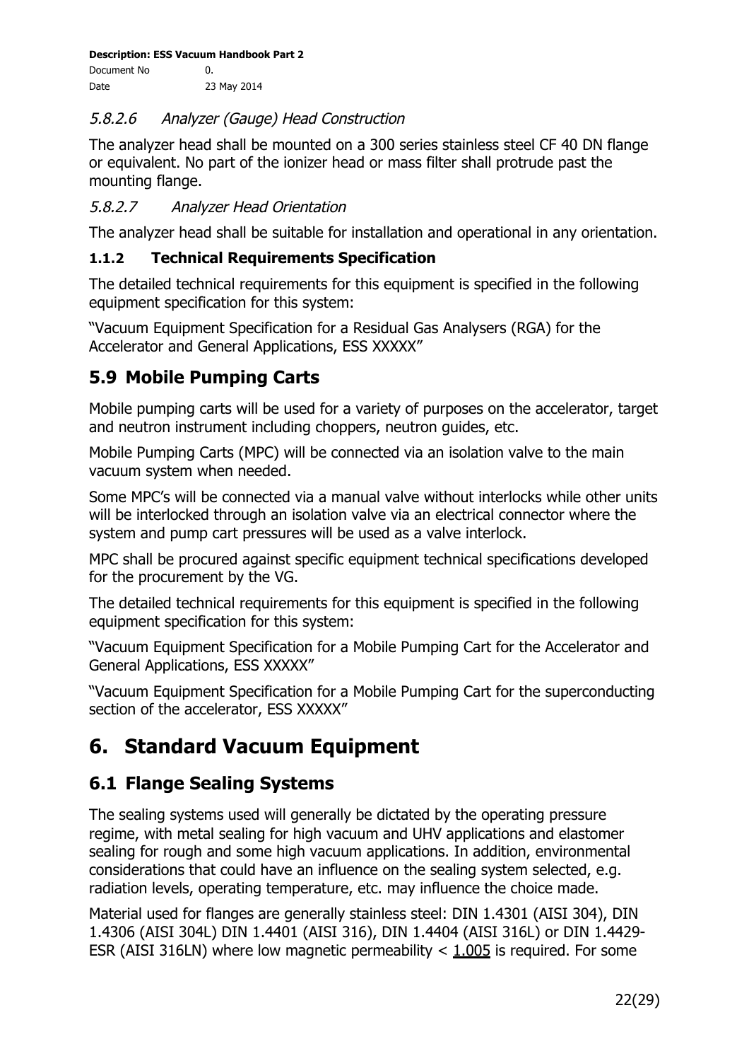#### *5.8.2.6 Analyzer (Gauge) Head Construction*

The analyzer head shall be mounted on a 300 series stainless steel CF 40 DN flange or equivalent. No part of the ionizer head or mass filter shall protrude past the mounting flange.

#### *5.8.2.7 Analyzer Head Orientation*

The analyzer head shall be suitable for installation and operational in any orientation.

#### 1.1.2 Technical Requirements Specification

The detailed technical requirements for this equipment is specified in the following equipment specification for this system:

"Vacuum Equipment Specification for a Residual Gas Analysers (RGA) for the Accelerator and General Applications, ESS XXXXX"

## 5.9 Mobile Pumping Carts

Mobile pumping carts will be used for a variety of purposes on the accelerator, target and neutron instrument including choppers, neutron guides, etc.

Mobile Pumping Carts (MPC) will be connected via an isolation valve to the main vacuum system when needed.

Some MPC's will be connected via a manual valve without interlocks while other units will be interlocked through an isolation valve via an electrical connector where the system and pump cart pressures will be used as a valve interlock.

MPC shall be procured against specific equipment technical specifications developed for the procurement by the VG.

The detailed technical requirements for this equipment is specified in the following equipment specification for this system:

"Vacuum Equipment Specification for a Mobile Pumping Cart for the Accelerator and General Applications, ESS XXXXX"

"Vacuum Equipment Specification for a Mobile Pumping Cart for the superconducting section of the accelerator, ESS XXXXX"

# 6. Standard Vacuum Equipment

## 6.1 Flange Sealing Systems

The sealing systems used will generally be dictated by the operating pressure regime, with metal sealing for high vacuum and UHV applications and elastomer sealing for rough and some high vacuum applications. In addition, environmental considerations that could have an influence on the sealing system selected, e.g. radiation levels, operating temperature, etc. may influence the choice made.

Material used for flanges are generally stainless steel: DIN 1.4301 (AISI 304), DIN 1.4306 (AISI 304L) DIN 1.4401 (AISI 316), DIN 1.4404 (AISI 316L) or DIN 1.4429-ESR (AISI 316LN) where low magnetic permeability < 1.005 is required. For some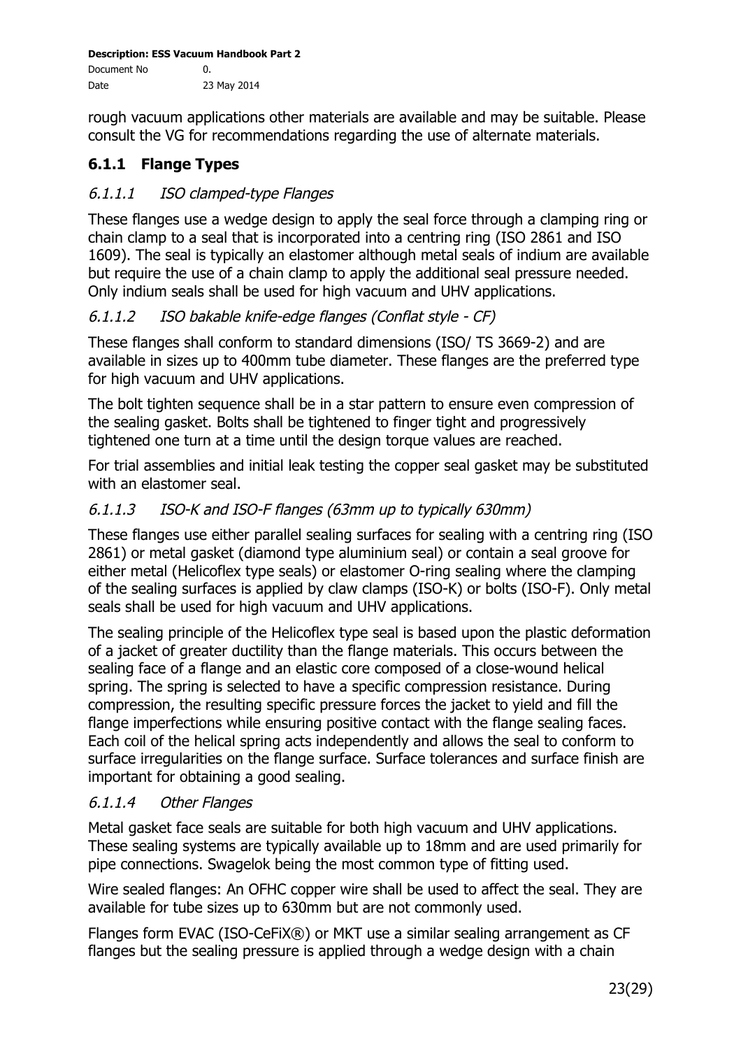rough vacuum applications other materials are available and may be suitable. Please consult the VG for recommendations regarding the use of alternate materials.

### 6.1.1 Flange Types

#### *6.1.1.1 ISO clamped-type Flanges*

These flanges use a wedge design to apply the seal force through a clamping ring or chain clamp to a seal that is incorporated into a centring ring (ISO 2861 and ISO 1609). The seal is typically an elastomer although metal seals of indium are available but require the use of a chain clamp to apply the additional seal pressure needed. Only indium seals shall be used for high vacuum and UHV applications.

#### *6.1.1.2 ISO bakable knife-edge flanges (Conflat style - CF)*

These flanges shall conform to standard dimensions (ISO/ TS 3669-2) and are available in sizes up to 400mm tube diameter. These flanges are the preferred type for high vacuum and UHV applications.

The bolt tighten sequence shall be in a star pattern to ensure even compression of the sealing gasket. Bolts shall be tightened to finger tight and progressively tightened one turn at a time until the design torque values are reached.

For trial assemblies and initial leak testing the copper seal gasket may be substituted with an elastomer seal.

#### *6.1.1.3 ISO-K and ISO-F flanges (63mm up to typically 630mm)*

These flanges use either parallel sealing surfaces for sealing with a centring ring (ISO 2861) or metal gasket (diamond type aluminium seal) or contain a seal groove for either metal (Helicoflex type seals) or elastomer O-ring sealing where the clamping of the sealing surfaces is applied by claw clamps (ISO-K) or bolts (ISO-F). Only metal seals shall be used for high vacuum and UHV applications.

The sealing principle of the Helicoflex type seal is based upon the plastic deformation of a jacket of greater ductility than the flange materials. This occurs between the sealing face of a flange and an elastic core composed of a close-wound helical spring. The spring is selected to have a specific compression resistance. During compression, the resulting specific pressure forces the jacket to yield and fill the flange imperfections while ensuring positive contact with the flange sealing faces. Each coil of the helical spring acts independently and allows the seal to conform to surface irregularities on the flange surface. Surface tolerances and surface finish are important for obtaining a good sealing.

#### *6.1.1.4 Other Flanges*

Metal gasket face seals are suitable for both high vacuum and UHV applications. These sealing systems are typically available up to 18mm and are used primarily for pipe connections. Swagelok being the most common type of fitting used.

Wire sealed flanges: An OFHC copper wire shall be used to affect the seal. They are available for tube sizes up to 630mm but are not commonly used.

Flanges form EVAC (ISO-CeFiX®) or MKT use a similar sealing arrangement as CF flanges but the sealing pressure is applied through a wedge design with a chain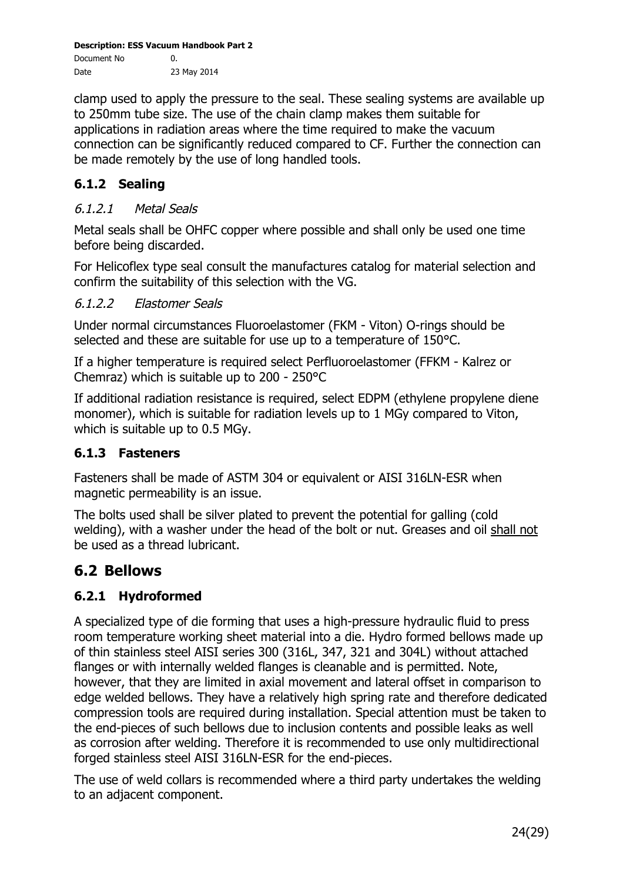clamp used to apply the pressure to the seal. These sealing systems are available up to 250mm tube size. The use of the chain clamp makes them suitable for applications in radiation areas where the time required to make the vacuum connection can be significantly reduced compared to CF. Further the connection can be made remotely by the use of long handled tools.

### 6.1.2 Sealing

#### *6.1.2.1 Metal Seals*

Metal seals shall be OHFC copper where possible and shall only be used one time before being discarded.

For Helicoflex type seal consult the manufactures catalog for material selection and confirm the suitability of this selection with the VG.

#### *6.1.2.2 Elastomer Seals*

Under normal circumstances Fluoroelastomer (FKM - Viton) O-rings should be selected and these are suitable for use up to a temperature of 150°C.

If a higher temperature is required select Perfluoroelastomer (FFKM - Kalrez or Chemraz) which is suitable up to 200 - 250°C

If additional radiation resistance is required, select EDPM (ethylene propylene diene monomer), which is suitable for radiation levels up to 1 MGy compared to Viton, which is suitable up to 0.5 MGy.

### 6.1.3 Fasteners

Fasteners shall be made of ASTM 304 or equivalent or AISI 316LN-ESR when magnetic permeability is an issue.

The bolts used shall be silver plated to prevent the potential for galling (cold welding), with a washer under the head of the bolt or nut. Greases and oil <u>shall not</u> be used as a thread lubricant.

## 6.2 Bellows

### 6.2.1 Hydroformed

A specialized type of die forming that uses a high-pressure hydraulic fluid to press room temperature working sheet material into a die. Hydro formed bellows made up of thin stainless steel AISI series 300 (316L, 347, 321 and 304L) without attached flanges or with internally welded flanges is cleanable and is permitted. Note, however, that they are limited in axial movement and lateral offset in comparison to edge welded bellows. They have a relatively high spring rate and therefore dedicated compression tools are required during installation. Special attention must be taken to the end-pieces of such bellows due to inclusion contents and possible leaks as well as corrosion after welding. Therefore it is recommended to use only multidirectional forged stainless steel AISI 316LN-ESR for the end-pieces.

The use of weld collars is recommended where a third party undertakes the welding to an adjacent component.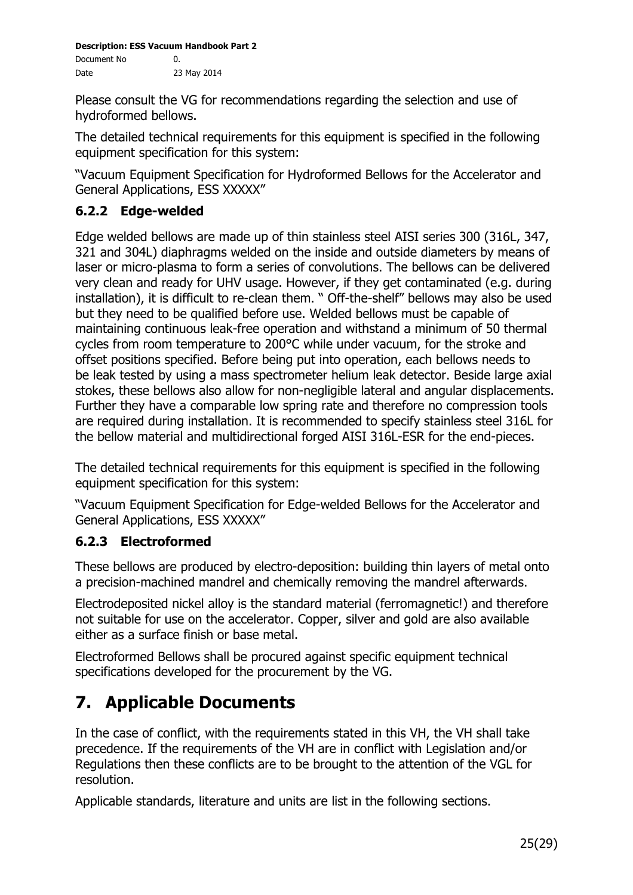Please consult the VG for recommendations regarding the selection and use of hydroformed bellows.

The detailed technical requirements for this equipment is specified in the following equipment specification for this system:

"Vacuum Equipment Specification for Hydroformed Bellows for the Accelerator and General Applications, ESS XXXXX"

### 6.2.2 Edge-welded

Edge welded bellows are made up of thin stainless steel AISI series 300 (316L, 347, 321 and 304L) diaphragms welded on the inside and outside diameters by means of laser or micro-plasma to form a series of convolutions. The bellows can be delivered very clean and ready for UHV usage. However, if they get contaminated (e.g. during installation), it is difficult to re-clean them. " Off-the-shelf" bellows may also be used but they need to be qualified before use. Welded bellows must be capable of maintaining continuous leak-free operation and withstand a minimum of 50 thermal cycles from room temperature to 200°C while under vacuum, for the stroke and offset positions specified. Before being put into operation, each bellows needs to be leak tested by using a mass spectrometer helium leak detector. Beside large axial stokes, these bellows also allow for non-negligible lateral and angular displacements. Further they have a comparable low spring rate and therefore no compression tools are required during installation. It is recommended to specify stainless steel 316L for the bellow material and multidirectional forged AISI 316L-ESR for the end-pieces.

The detailed technical requirements for this equipment is specified in the following equipment specification for this system:

"Vacuum Equipment Specification for Edge-welded Bellows for the Accelerator and General Applications, ESS XXXXX"

### 6.2.3 Electroformed

These bellows are produced by electro-deposition: building thin layers of metal onto a precision-machined mandrel and chemically removing the mandrel afterwards.

Electrodeposited nickel alloy is the standard material (ferromagnetic!) and therefore not suitable for use on the accelerator. Copper, silver and gold are also available either as a surface finish or base metal.

Electroformed Bellows shall be procured against specific equipment technical specifications developed for the procurement by the VG.

# 7. Applicable Documents

In the case of conflict, with the requirements stated in this VH, the VH shall take precedence. If the requirements of the VH are in conflict with Legislation and/or Regulations then these conflicts are to be brought to the attention of the VGL for resolution.

Applicable standards, literature and units are list in the following sections.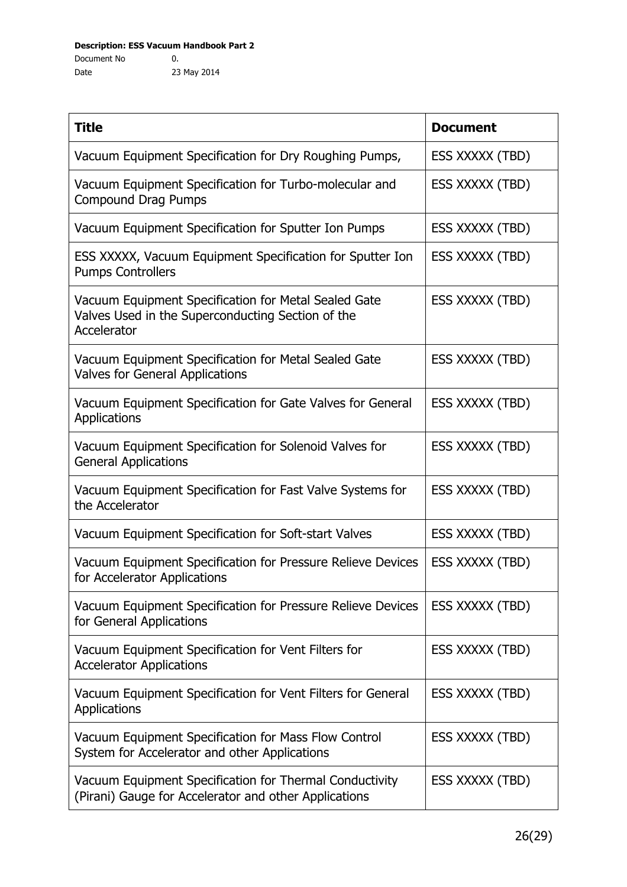| Title | Document |
|---|---|
| Vacuum Equipment Specification for Dry Roughing Pumps, | ESS XXXXX (TBD) |
| Vacuum Equipment Specification for Turbo-molecular and Compound Drag Pumps | ESS XXXXX (TBD) |
| Vacuum Equipment Specification for Sputter Ion Pumps | ESS XXXXX (TBD) |
| ESS XXXXX, Vacuum Equipment Specification for Sputter Ion Pumps Controllers | ESS XXXXX (TBD) |
| Vacuum Equipment Specification for Metal Sealed Gate Valves Used in the Superconducting Section of the Accelerator | ESS XXXXX (TBD) |
| Vacuum Equipment Specification for Metal Sealed Gate Valves for General Applications | ESS XXXXX (TBD) |
| Vacuum Equipment Specification for Gate Valves for General Applications | ESS XXXXX (TBD) |
| Vacuum Equipment Specification for Solenoid Valves for General Applications | ESS XXXXX (TBD) |
| Vacuum Equipment Specification for Fast Valve Systems for the Accelerator | ESS XXXXX (TBD) |
| Vacuum Equipment Specification for Soft-start Valves | ESS XXXXX (TBD) |
| Vacuum Equipment Specification for Pressure Relieve Devices for Accelerator Applications | ESS XXXXX (TBD) |
| Vacuum Equipment Specification for Pressure Relieve Devices for General Applications | ESS XXXXX (TBD) |
| Vacuum Equipment Specification for Vent Filters for Accelerator Applications | ESS XXXXX (TBD) |
| Vacuum Equipment Specification for Vent Filters for General Applications | ESS XXXXX (TBD) |
| Vacuum Equipment Specification for Mass Flow Control System for Accelerator and other Applications | ESS XXXXX (TBD) |
| Vacuum Equipment Specification for Thermal Conductivity (Pirani) Gauge for Accelerator and other Applications | ESS XXXXX (TBD) |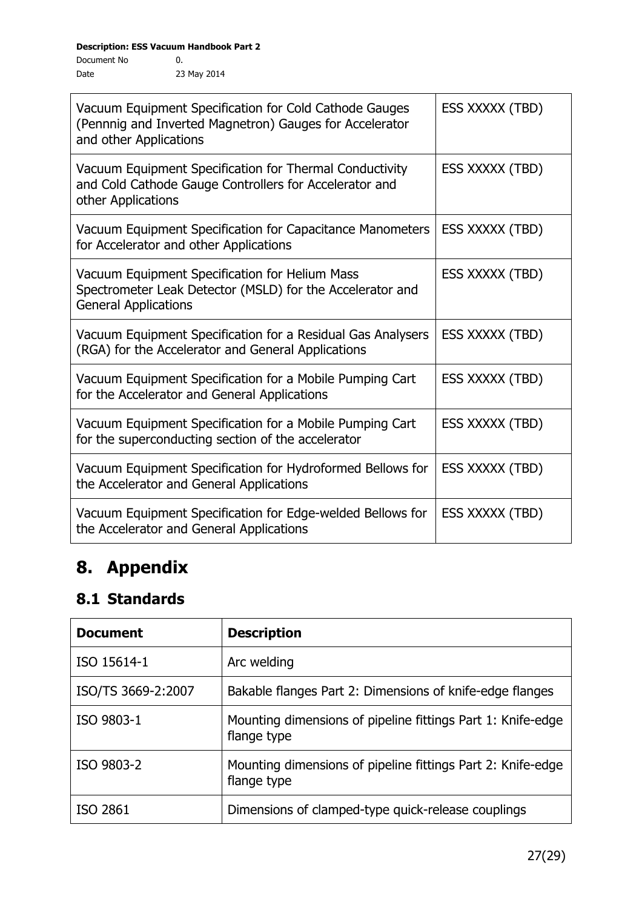| | |
|---|---|
| Vacuum Equipment Specification for Cold Cathode Gauges (Pennnig and Inverted Magnetron) Gauges for Accelerator and other Applications | ESS XXXXX (TBD) |
| Vacuum Equipment Specification for Thermal Conductivity and Cold Cathode Gauge Controllers for Accelerator and other Applications | ESS XXXXX (TBD) |
| Vacuum Equipment Specification for Capacitance Manometers for Accelerator and other Applications | ESS XXXXX (TBD) |
| Vacuum Equipment Specification for Helium Mass Spectrometer Leak Detector (MSLD) for the Accelerator and General Applications | ESS XXXXX (TBD) |
| Vacuum Equipment Specification for a Residual Gas Analysers (RGA) for the Accelerator and General Applications | ESS XXXXX (TBD) |
| Vacuum Equipment Specification for a Mobile Pumping Cart for the Accelerator and General Applications | ESS XXXXX (TBD) |
| Vacuum Equipment Specification for a Mobile Pumping Cart for the superconducting section of the accelerator | ESS XXXXX (TBD) |
| Vacuum Equipment Specification for Hydroformed Bellows for the Accelerator and General Applications | ESS XXXXX (TBD) |
| Vacuum Equipment Specification for Edge-welded Bellows for the Accelerator and General Applications | ESS XXXXX (TBD) |

# 8. Appendix

## 8.1 Standards

| Document | Description |
|---|---|
| ISO 15614-1 | Arc welding |
| ISO/TS 3669-2:2007 | Bakable flanges Part 2: Dimensions of knife-edge flanges |
| ISO 9803-1 | Mounting dimensions of pipeline fittings Part 1: Knife-edge flange type |
| ISO 9803-2 | Mounting dimensions of pipeline fittings Part 2: Knife-edge flange type |
| ISO 2861 | Dimensions of clamped-type quick-release couplings |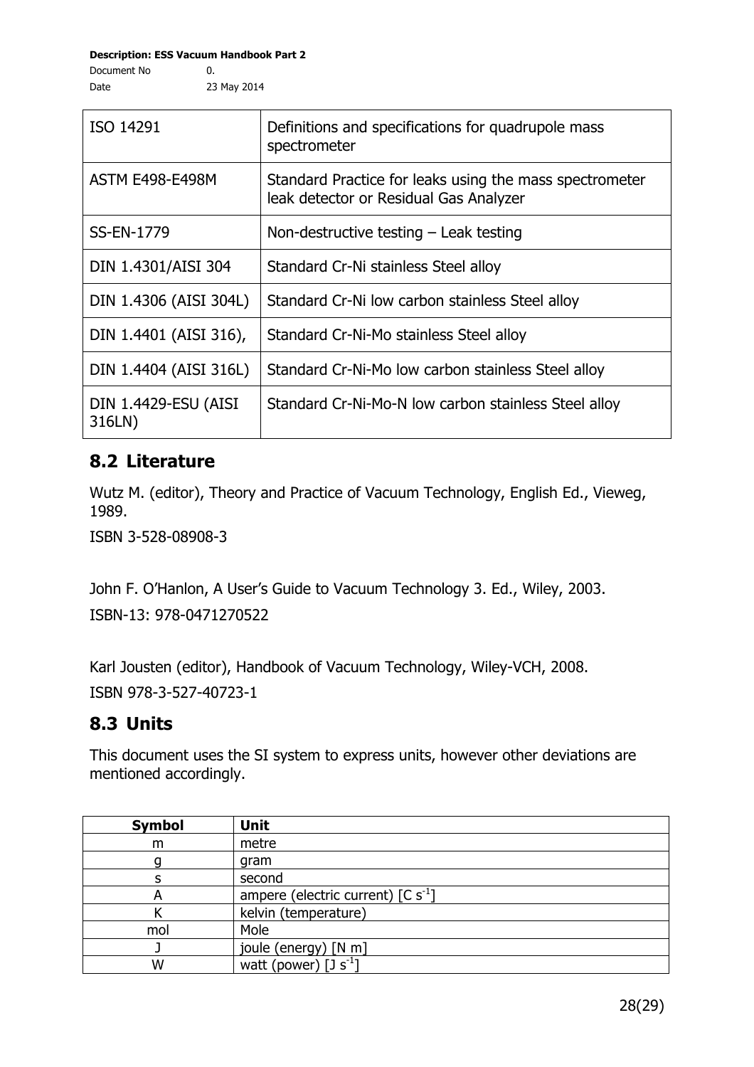| | |
|---|---|
| ISO 14291 | Definitions and specifications for quadrupole mass spectrometer |
| ASTM E498-E498M | Standard Practice for leaks using the mass spectrometer leak detector or Residual Gas Analyzer |
| SS-EN-1779 | Non-destructive testing – Leak testing |
| DIN 1.4301/AISI 304 | Standard Cr-Ni stainless Steel alloy |
| DIN 1.4306 (AISI 304L) | Standard Cr-Ni low carbon stainless Steel alloy |
| DIN 1.4401 (AISI 316), | Standard Cr-Ni-Mo stainless Steel alloy |
| DIN 1.4404 (AISI 316L) | Standard Cr-Ni-Mo low carbon stainless Steel alloy |
| DIN 1.4429-ESU (AISI 316LN) | Standard Cr-Ni-Mo-N low carbon stainless Steel alloy |

## 8.2 Literature

Wutz M. (editor), Theory and Practice of Vacuum Technology, English Ed., Vieweg, 1989.

ISBN 3-528-08908-3

John F. O'Hanlon, A User's Guide to Vacuum Technology 3. Ed., Wiley, 2003.

ISBN-13: 978-0471270522

Karl Jousten (editor), Handbook of Vacuum Technology, Wiley-VCH, 2008.

ISBN 978-3-527-40723-1

## 8.3 Units

This document uses the SI system to express units, however other deviations are mentioned accordingly.

| Symbol | Unit |
|---|---|
| m | metre |
| g | gram |
| s | second |
| A | ampere (electric current) [C $s^{-1}$] |
| K | kelvin (temperature) |
| mol | Mole |
| J | joule (energy) [N m] |
| W | watt (power) [J $s^{-1}$] |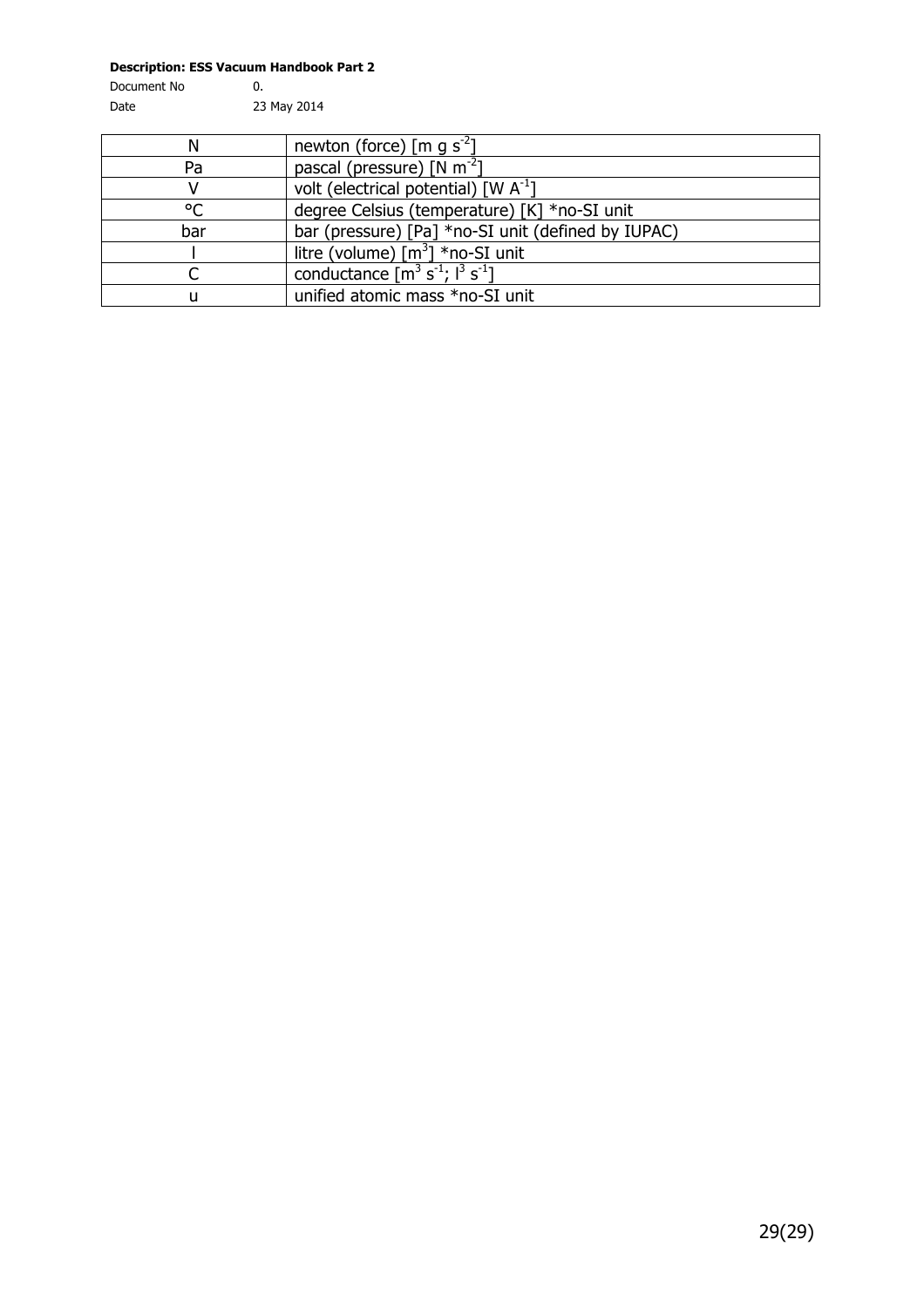| | |
|---|---|
| N | newton (force) [m g $s^{-2}$] |
| Pa | pascal (pressure) [N $m^{-2}$] |
| V | volt (electrical potential) [W $A^{-1}$] |
| °C | degree Celsius (temperature) [K] *no-SI unit |
| bar | bar (pressure) [Pa] *no-SI unit (defined by IUPAC) |
| l | litre (volume) [$m^3$] *no-SI unit |
| C | conductance [$m^3$ $s^{-1}$; $l^3$ $s^{-1}$] |
| u | unified atomic mass *no-SI unit |